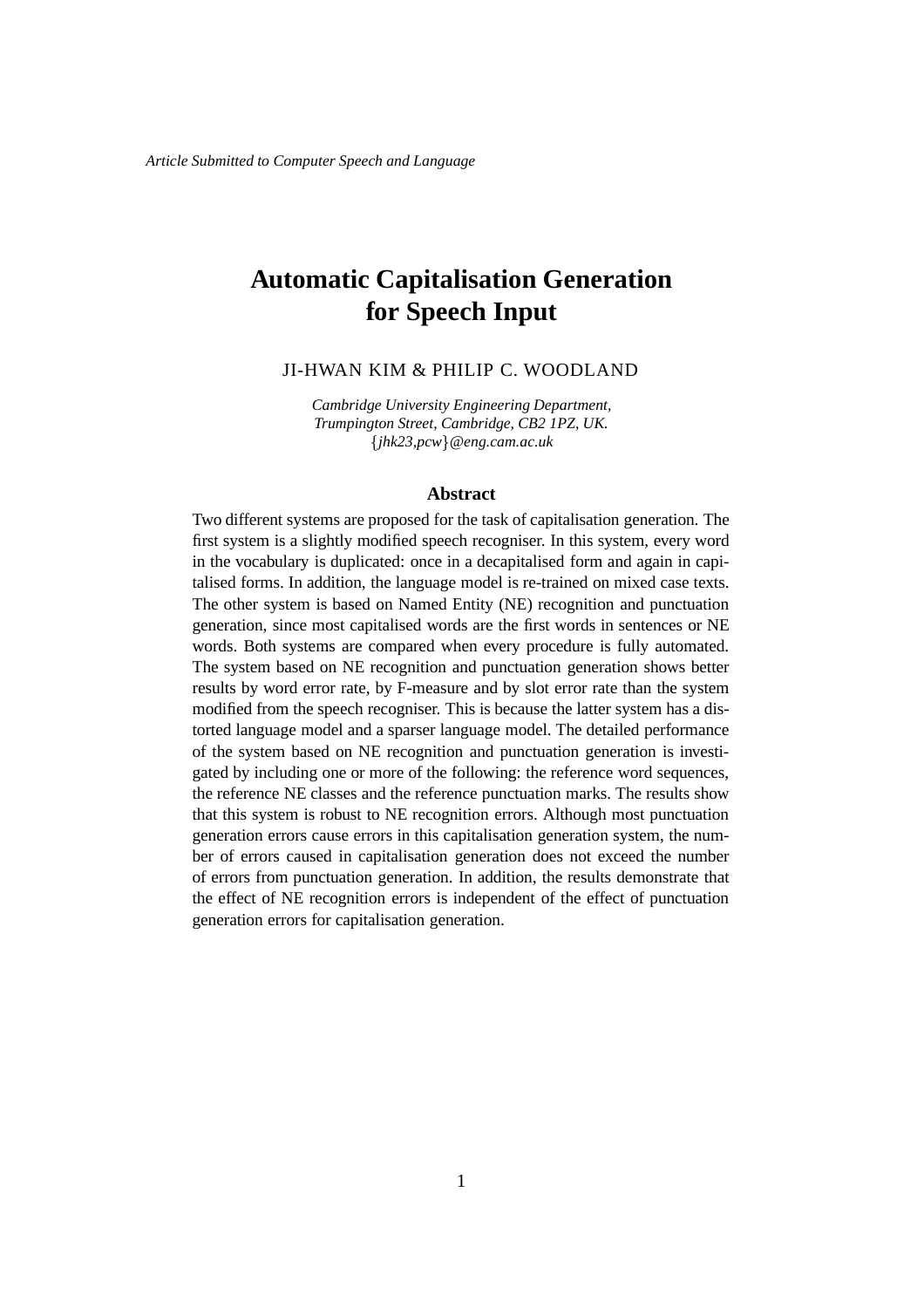*Article Submitted to Computer Speech and Language*

# Automatic Capitalisation Generation for Speech Input

JI-HWAN KIM & PHILIP C. WOODLAND

*Cambridge University Engineering Department,*
*Trumpington Street, Cambridge, CB2 1PZ, UK.*
*{jhk23,pcw}@eng.cam.ac.uk*

### Abstract

Two different systems are proposed for the task of capitalisation generation. The first system is a slightly modified speech recogniser. In this system, every word in the vocabulary is duplicated: once in a decapitalised form and again in capitalised forms. In addition, the language model is re-trained on mixed case texts. The other system is based on Named Entity (NE) recognition and punctuation generation, since most capitalised words are the first words in sentences or NE words. Both systems are compared when every procedure is fully automated. The system based on NE recognition and punctuation generation shows better results by word error rate, by F-measure and by slot error rate than the system modified from the speech recogniser. This is because the latter system has a distorted language model and a sparser language model. The detailed performance of the system based on NE recognition and punctuation generation is investigated by including one or more of the following: the reference word sequences, the reference NE classes and the reference punctuation marks. The results show that this system is robust to NE recognition errors. Although most punctuation generation errors cause errors in this capitalisation generation system, the number of errors caused in capitalisation generation does not exceed the number of errors from punctuation generation. In addition, the results demonstrate that the effect of NE recognition errors is independent of the effect of punctuation generation errors for capitalisation generation.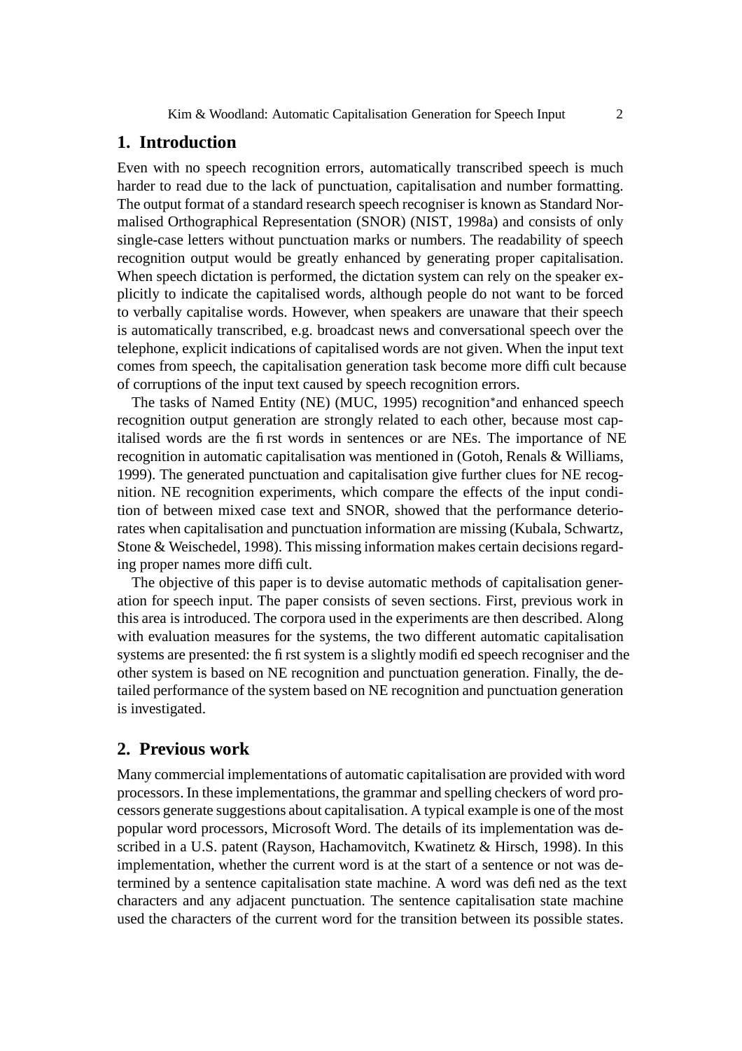## 1. Introduction

Even with no speech recognition errors, automatically transcribed speech is much harder to read due to the lack of punctuation, capitalisation and number formatting. The output format of a standard research speech recogniser is known as Standard Normalised Orthographical Representation (SNOR) (NIST, 1998a) and consists of only single-case letters without punctuation marks or numbers. The readability of speech recognition output would be greatly enhanced by generating proper capitalisation. When speech dictation is performed, the dictation system can rely on the speaker explicitly to indicate the capitalised words, although people do not want to be forced to verbally capitalise words. However, when speakers are unaware that their speech is automatically transcribed, e.g. broadcast news and conversational speech over the telephone, explicit indications of capitalised words are not given. When the input text comes from speech, the capitalisation generation task become more difficult because of corruptions of the input text caused by speech recognition errors.

The tasks of Named Entity (NE) (MUC, 1995) recognition* and enhanced speech recognition output generation are strongly related to each other, because most capitalised words are the first words in sentences or are NEs. The importance of NE recognition in automatic capitalisation was mentioned in (Gotoh, Renals & Williams, 1999). The generated punctuation and capitalisation give further clues for NE recognition. NE recognition experiments, which compare the effects of the input condition of between mixed case text and SNOR, showed that the performance deteriorates when capitalisation and punctuation information are missing (Kubala, Schwartz, Stone & Weischedel, 1998). This missing information makes certain decisions regarding proper names more difficult.

The objective of this paper is to devise automatic methods of capitalisation generation for speech input. The paper consists of seven sections. First, previous work in this area is introduced. The corpora used in the experiments are then described. Along with evaluation measures for the systems, the two different automatic capitalisation systems are presented: the first system is a slightly modified speech recogniser and the other system is based on NE recognition and punctuation generation. Finally, the detailed performance of the system based on NE recognition and punctuation generation is investigated.

## 2. Previous work

Many commercial implementations of automatic capitalisation are provided with word processors. In these implementations, the grammar and spelling checkers of word processors generate suggestions about capitalisation. A typical example is one of the most popular word processors, Microsoft Word. The details of its implementation was described in a U.S. patent (Rayson, Hachamovitch, Kwatinetz & Hirsch, 1998). In this implementation, whether the current word is at the start of a sentence or not was determined by a sentence capitalisation state machine. A word was defined as the text characters and any adjacent punctuation. The sentence capitalisation state machine used the characters of the current word for the transition between its possible states.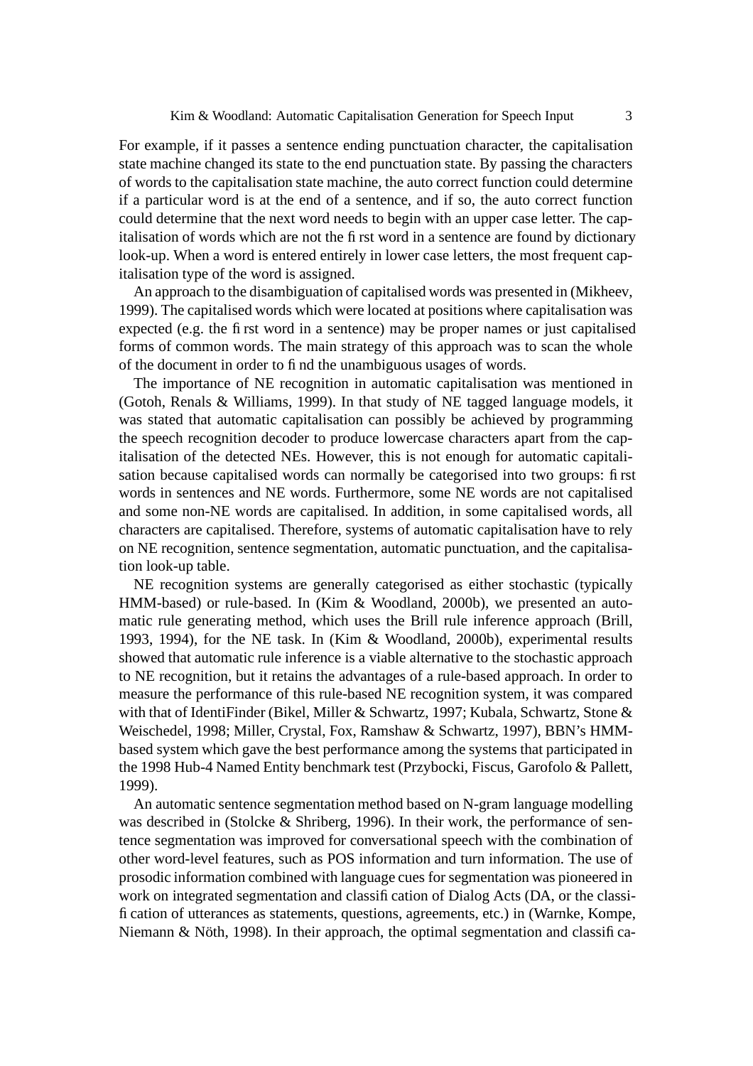For example, if it passes a sentence ending punctuation character, the capitalisation state machine changed its state to the end punctuation state. By passing the characters of words to the capitalisation state machine, the auto correct function could determine if a particular word is at the end of a sentence, and if so, the auto correct function could determine that the next word needs to begin with an upper case letter. The capitalisation of words which are not the first word in a sentence are found by dictionary look-up. When a word is entered entirely in lower case letters, the most frequent capitalisation type of the word is assigned.

An approach to the disambiguation of capitalised words was presented in (Mikheev, 1999). The capitalised words which were located at positions where capitalisation was expected (e.g. the first word in a sentence) may be proper names or just capitalised forms of common words. The main strategy of this approach was to scan the whole of the document in order to find the unambiguous usages of words.

The importance of NE recognition in automatic capitalisation was mentioned in (Gotoh, Renals & Williams, 1999). In that study of NE tagged language models, it was stated that automatic capitalisation can possibly be achieved by programming the speech recognition decoder to produce lowercase characters apart from the capitalisation of the detected NEs. However, this is not enough for automatic capitalisation because capitalised words can normally be categorised into two groups: first words in sentences and NE words. Furthermore, some NE words are not capitalised and some non-NE words are capitalised. In addition, in some capitalised words, all characters are capitalised. Therefore, systems of automatic capitalisation have to rely on NE recognition, sentence segmentation, automatic punctuation, and the capitalisation look-up table.

NE recognition systems are generally categorised as either stochastic (typically HMM-based) or rule-based. In (Kim & Woodland, 2000b), we presented an automatic rule generating method, which uses the Brill rule inference approach (Brill, 1993, 1994), for the NE task. In (Kim & Woodland, 2000b), experimental results showed that automatic rule inference is a viable alternative to the stochastic approach to NE recognition, but it retains the advantages of a rule-based approach. In order to measure the performance of this rule-based NE recognition system, it was compared with that of IdentiFinder (Bikel, Miller & Schwartz, 1997; Kubala, Schwartz, Stone & Weischedel, 1998; Miller, Crystal, Fox, Ramshaw & Schwartz, 1997), BBN's HMM-based system which gave the best performance among the systems that participated in the 1998 Hub-4 Named Entity benchmark test (Przybocki, Fiscus, Garofolo & Pallett, 1999).

An automatic sentence segmentation method based on N-gram language modelling was described in (Stolcke & Shriberg, 1996). In their work, the performance of sentence segmentation was improved for conversational speech with the combination of other word-level features, such as POS information and turn information. The use of prosodic information combined with language cues for segmentation was pioneered in work on integrated segmentation and classification of Dialog Acts (DA, or the classification of utterances as statements, questions, agreements, etc.) in (Warnke, Kompe, Niemann & Nöth, 1998). In their approach, the optimal segmentation and classifica-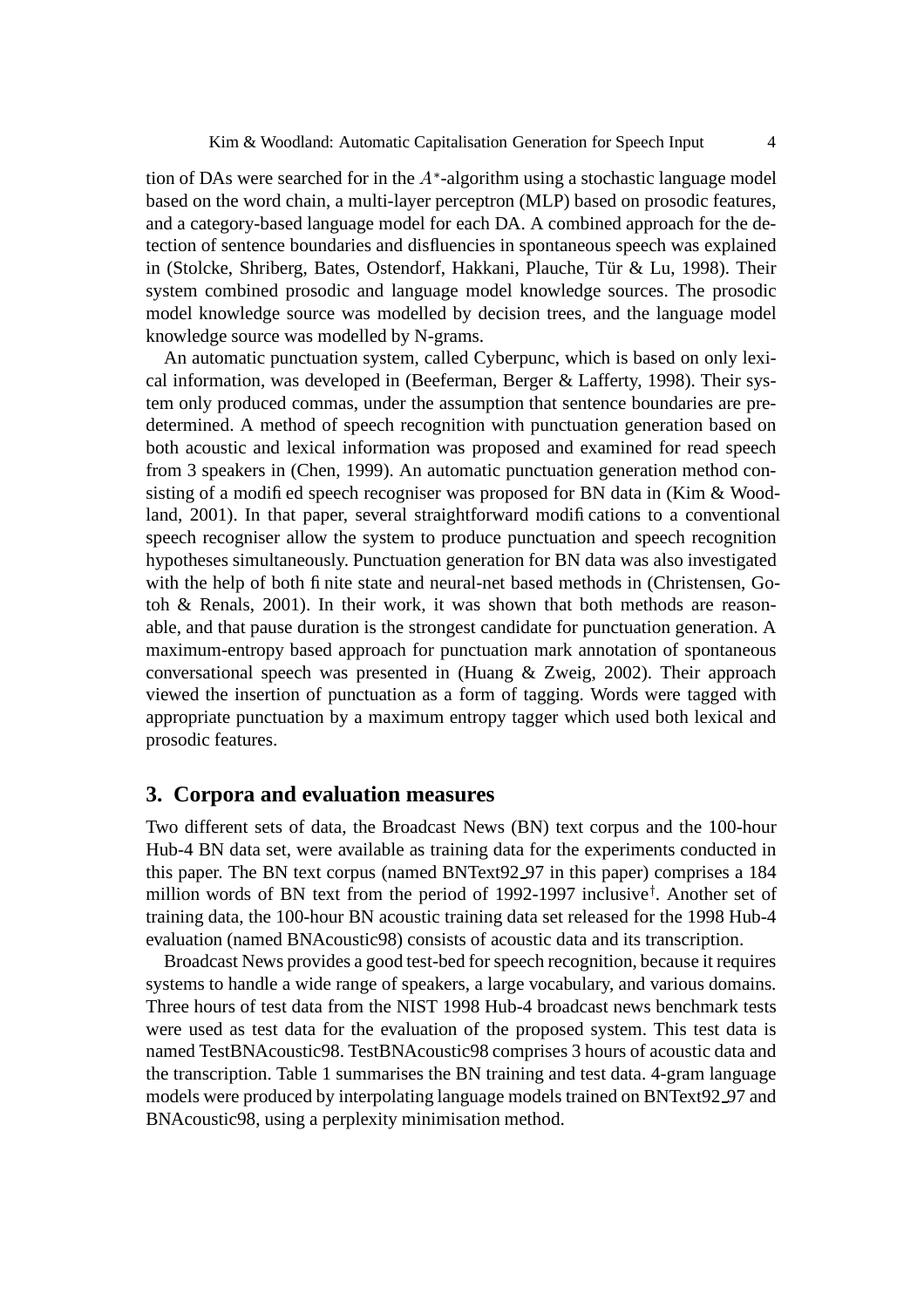tion of DAs were searched for in the $A^*$-algorithm using a stochastic language model based on the word chain, a multi-layer perceptron (MLP) based on prosodic features, and a category-based language model for each DA. A combined approach for the detection of sentence boundaries and disfluencies in spontaneous speech was explained in (Stolcke, Shriberg, Bates, Ostendorf, Hakkani, Plauche, Tür & Lu, 1998). Their system combined prosodic and language model knowledge sources. The prosodic model knowledge source was modelled by decision trees, and the language model knowledge source was modelled by N-grams.

An automatic punctuation system, called Cyberpunc, which is based on only lexical information, was developed in (Beeferman, Berger & Lafferty, 1998). Their system only produced commas, under the assumption that sentence boundaries are predetermined. A method of speech recognition with punctuation generation based on both acoustic and lexical information was proposed and examined for read speech from 3 speakers in (Chen, 1999). An automatic punctuation generation method consisting of a modified speech recogniser was proposed for BN data in (Kim & Woodland, 2001). In that paper, several straightforward modifications to a conventional speech recogniser allow the system to produce punctuation and speech recognition hypotheses simultaneously. Punctuation generation for BN data was also investigated with the help of both finite state and neural-net based methods in (Christensen, Gotoh & Renals, 2001). In their work, it was shown that both methods are reasonable, and that pause duration is the strongest candidate for punctuation generation. A maximum-entropy based approach for punctuation mark annotation of spontaneous conversational speech was presented in (Huang & Zweig, 2002). Their approach viewed the insertion of punctuation as a form of tagging. Words were tagged with appropriate punctuation by a maximum entropy tagger which used both lexical and prosodic features.

## 3. Corpora and evaluation measures

Two different sets of data, the Broadcast News (BN) text corpus and the 100-hour Hub-4 BN data set, were available as training data for the experiments conducted in this paper. The BN text corpus (named BNText92_97 in this paper) comprises a 184 million words of BN text from the period of 1992-1997 inclusive[†]. Another set of training data, the 100-hour BN acoustic training data set released for the 1998 Hub-4 evaluation (named BNAcoustic98) consists of acoustic data and its transcription.

Broadcast News provides a good test-bed for speech recognition, because it requires systems to handle a wide range of speakers, a large vocabulary, and various domains. Three hours of test data from the NIST 1998 Hub-4 broadcast news benchmark tests were used as test data for the evaluation of the proposed system. This test data is named TestBNAcoustic98. TestBNAcoustic98 comprises 3 hours of acoustic data and the transcription. Table 1 summarises the BN training and test data. 4-gram language models were produced by interpolating language models trained on BNText92_97 and BNAcoustic98, using a perplexity minimisation method.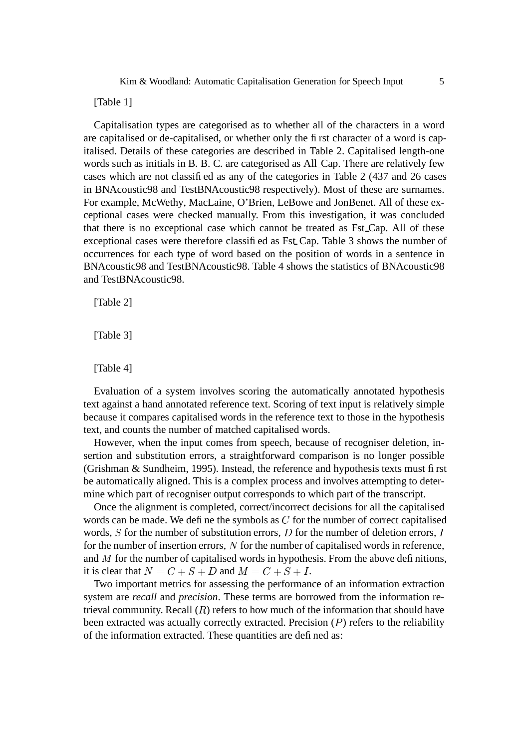[Table 1]

Capitalisation types are categorised as to whether all of the characters in a word are capitalised or de-capitalised, or whether only the first character of a word is capitalised. Details of these categories are described in Table 2. Capitalised length-one words such as initials in B. B. C. are categorised as All_Cap. There are relatively few cases which are not classified as any of the categories in Table 2 (437 and 26 cases in BNAcoustic98 and TestBNAcoustic98 respectively). Most of these are surnames. For example, McWethy, MacLaine, O'Brien, LeBowe and JonBenet. All of these exceptional cases were checked manually. From this investigation, it was concluded that there is no exceptional case which cannot be treated as Fst_Cap. All of these exceptional cases were therefore classified as Fst_Cap. Table 3 shows the number of occurrences for each type of word based on the position of words in a sentence in BNAcoustic98 and TestBNAcoustic98. Table 4 shows the statistics of BNAcoustic98 and TestBNAcoustic98.

[Table 2]

[Table 3]

[Table 4]

Evaluation of a system involves scoring the automatically annotated hypothesis text against a hand annotated reference text. Scoring of text input is relatively simple because it compares capitalised words in the reference text to those in the hypothesis text, and counts the number of matched capitalised words.

However, when the input comes from speech, because of recogniser deletion, insertion and substitution errors, a straightforward comparison is no longer possible (Grishman & Sundheim, 1995). Instead, the reference and hypothesis texts must first be automatically aligned. This is a complex process and involves attempting to determine which part of recogniser output corresponds to which part of the transcript.

Once the alignment is completed, correct/incorrect decisions for all the capitalised words can be made. We define the symbols as $C$ for the number of correct capitalised words, $S$ for the number of substitution errors, $D$ for the number of deletion errors, $I$ for the number of insertion errors, $N$ for the number of capitalised words in reference, and $M$ for the number of capitalised words in hypothesis. From the above definitions, it is clear that $N = C + S + D$ and $M = C + S + I$.

Two important metrics for assessing the performance of an information extraction system are *recall* and *precision*. These terms are borrowed from the information retrieval community. Recall ($R$) refers to how much of the information that should have been extracted was actually correctly extracted. Precision ($P$) refers to the reliability of the information extracted. These quantities are defined as: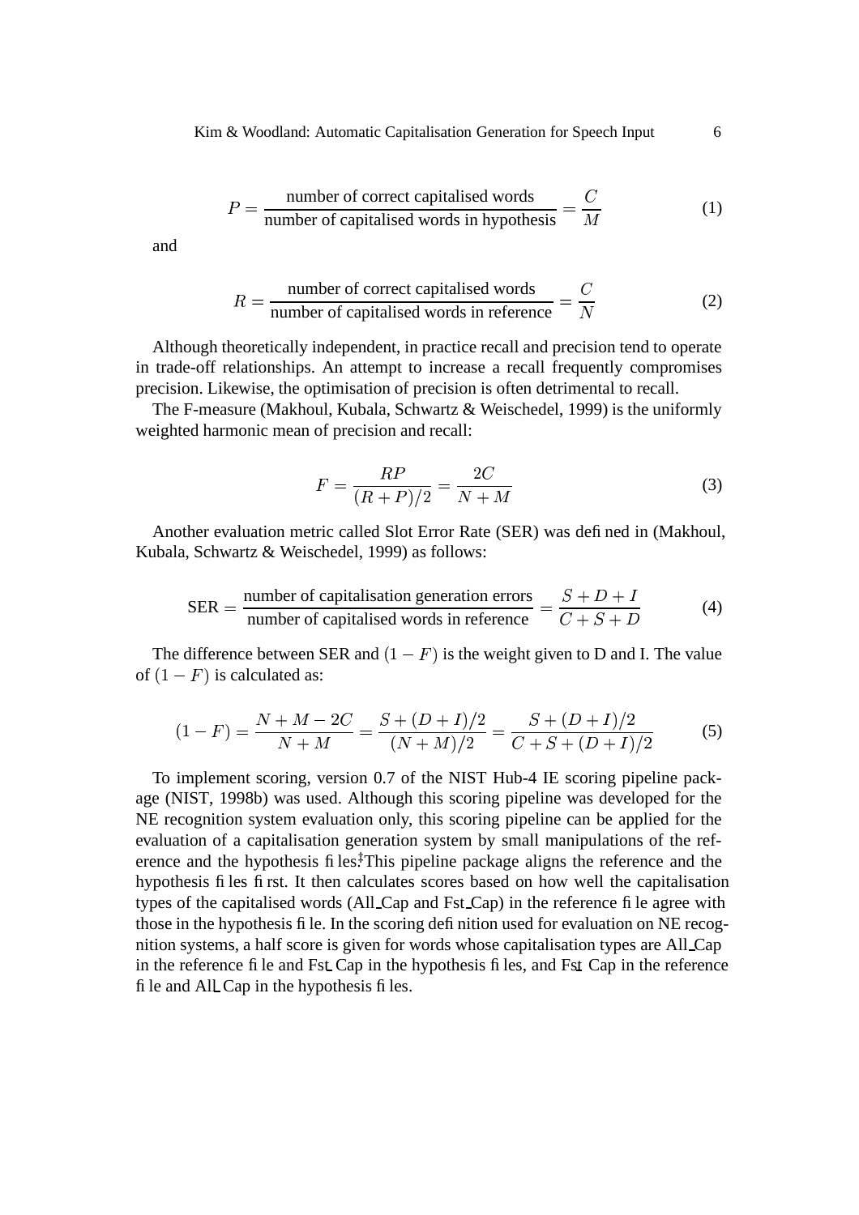$$P = \frac{\text{number of correct capitalised words}}{\text{number of capitalised words in hypothesis}} = \frac{C}{M} \tag{1}$$

and

$$R = \frac{\text{number of correct capitalised words}}{\text{number of capitalised words in reference}} = \frac{C}{N} \tag{2}$$

Although theoretically independent, in practice recall and precision tend to operate in trade-off relationships. An attempt to increase a recall frequently compromises precision. Likewise, the optimisation of precision is often detrimental to recall.

The F-measure (Makhoul, Kubala, Schwartz & Weischedel, 1999) is the uniformly weighted harmonic mean of precision and recall:

$$F = \frac{RP}{(R+P)/2} = \frac{2C}{N+M} \tag{3}$$

Another evaluation metric called Slot Error Rate (SER) was defined in (Makhoul, Kubala, Schwartz & Weischedel, 1999) as follows:

$$\text{SER} = \frac{\text{number of capitalisation generation errors}}{\text{number of capitalised words in reference}} = \frac{S+D+I}{C+S+D} \tag{4}$$

The difference between SER and $(1-F)$ is the weight given to D and I. The value of $(1-F)$ is calculated as:

$$(1-F) = \frac{N+M-2C}{N+M} = \frac{S+(D+I)/2}{(N+M)/2} = \frac{S+(D+I)/2}{C+S+(D+I)/2} \tag{5}$$

To implement scoring, version 0.7 of the NIST Hub-4 IE scoring pipeline package (NIST, 1998b) was used. Although this scoring pipeline was developed for the NE recognition system evaluation only, this scoring pipeline can be applied for the evaluation of a capitalisation generation system by small manipulations of the reference and the hypothesis files.[‡] This pipeline package aligns the reference and the hypothesis files first. It then calculates scores based on how well the capitalisation types of the capitalised words (All_Cap and Fst_Cap) in the reference file agree with those in the hypothesis file. In the scoring definition used for evaluation on NE recognition systems, a half score is given for words whose capitalisation types are All_Cap in the reference file and Fst_Cap in the hypothesis files, and Fst_Cap in the reference file and All_Cap in the hypothesis files.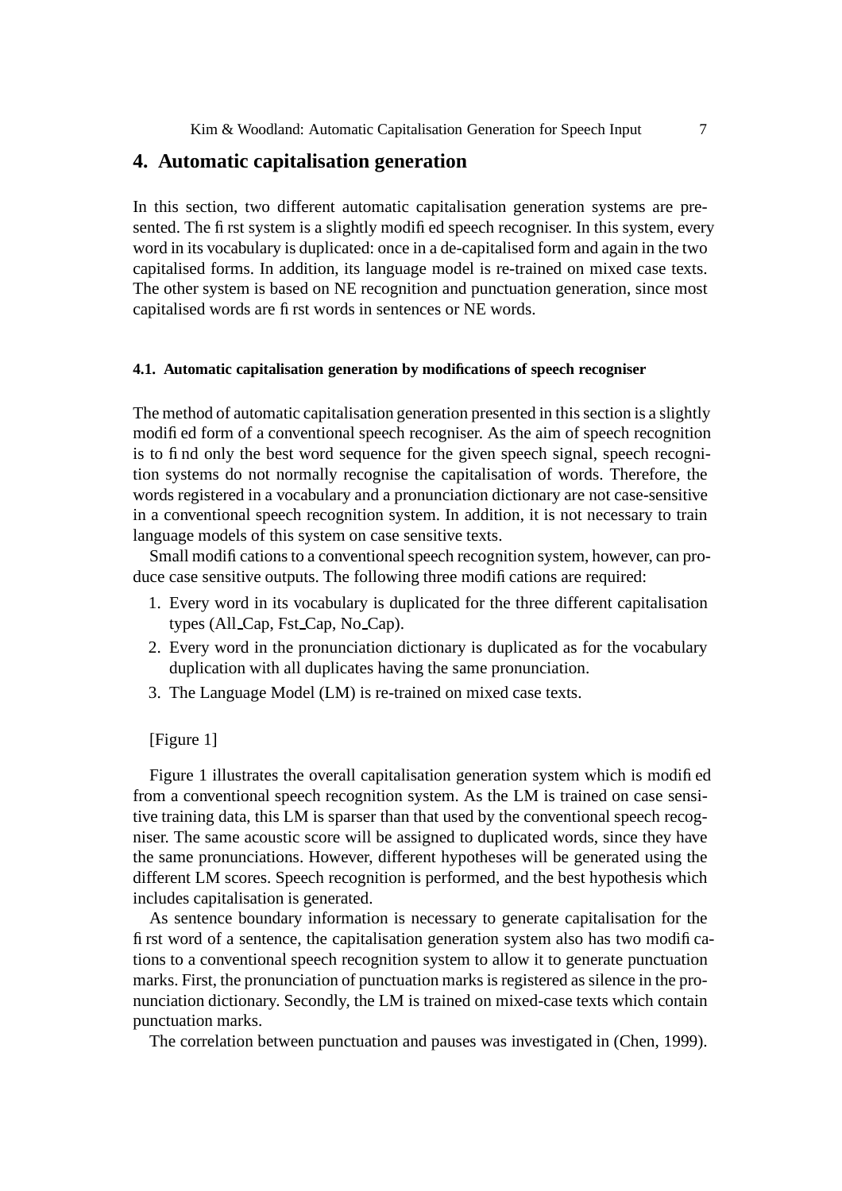## 4. Automatic capitalisation generation

In this section, two different automatic capitalisation generation systems are presented. The first system is a slightly modified speech recogniser. In this system, every word in its vocabulary is duplicated: once in a de-capitalised form and again in the two capitalised forms. In addition, its language model is re-trained on mixed case texts. The other system is based on NE recognition and punctuation generation, since most capitalised words are first words in sentences or NE words.

#### 4.1. Automatic capitalisation generation by modifications of speech recogniser

The method of automatic capitalisation generation presented in this section is a slightly modified form of a conventional speech recogniser. As the aim of speech recognition is to find only the best word sequence for the given speech signal, speech recognition systems do not normally recognise the capitalisation of words. Therefore, the words registered in a vocabulary and a pronunciation dictionary are not case-sensitive in a conventional speech recognition system. In addition, it is not necessary to train language models of this system on case sensitive texts.

Small modifications to a conventional speech recognition system, however, can produce case sensitive outputs. The following three modifications are required:

1. Every word in its vocabulary is duplicated for the three different capitalisation types (All_Cap, Fst_Cap, No_Cap).
2. Every word in the pronunciation dictionary is duplicated as for the vocabulary duplication with all duplicates having the same pronunciation.
3. The Language Model (LM) is re-trained on mixed case texts.

[Figure 1]

Figure 1 illustrates the overall capitalisation generation system which is modified from a conventional speech recognition system. As the LM is trained on case sensitive training data, this LM is sparser than that used by the conventional speech recogniser. The same acoustic score will be assigned to duplicated words, since they have the same pronunciations. However, different hypotheses will be generated using the different LM scores. Speech recognition is performed, and the best hypothesis which includes capitalisation is generated.

As sentence boundary information is necessary to generate capitalisation for the first word of a sentence, the capitalisation generation system also has two modifications to a conventional speech recognition system to allow it to generate punctuation marks. First, the pronunciation of punctuation marks is registered as silence in the pronunciation dictionary. Secondly, the LM is trained on mixed-case texts which contain punctuation marks.

The correlation between punctuation and pauses was investigated in (Chen, 1999).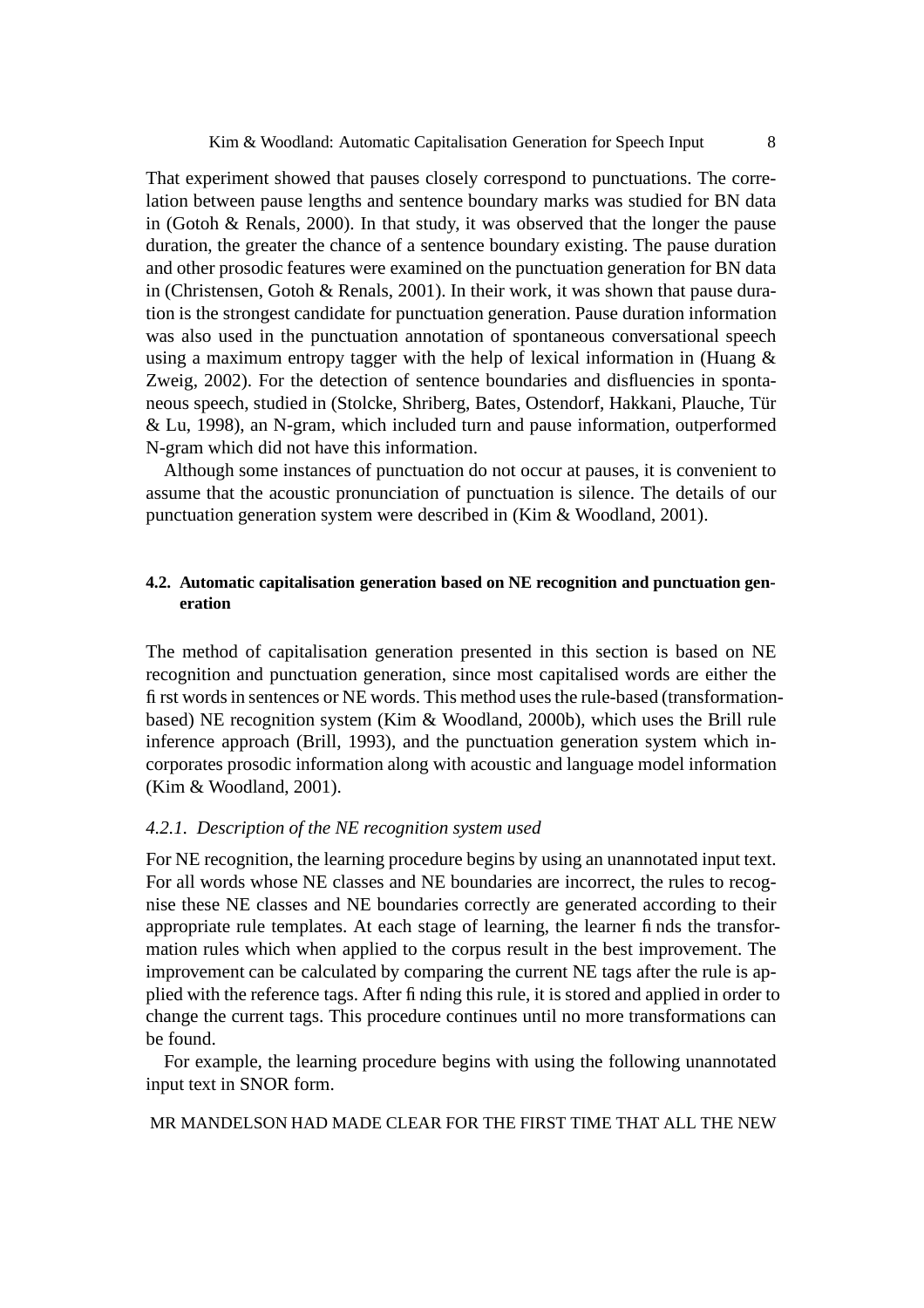That experiment showed that pauses closely correspond to punctuations. The correlation between pause lengths and sentence boundary marks was studied for BN data in (Gotoh & Renals, 2000). In that study, it was observed that the longer the pause duration, the greater the chance of a sentence boundary existing. The pause duration and other prosodic features were examined on the punctuation generation for BN data in (Christensen, Gotoh & Renals, 2001). In their work, it was shown that pause duration is the strongest candidate for punctuation generation. Pause duration information was also used in the punctuation annotation of spontaneous conversational speech using a maximum entropy tagger with the help of lexical information in (Huang & Zweig, 2002). For the detection of sentence boundaries and disfluencies in spontaneous speech, studied in (Stolcke, Shriberg, Bates, Ostendorf, Hakkani, Plauche, Tür & Lu, 1998), an N-gram, which included turn and pause information, outperformed N-gram which did not have this information.

Although some instances of punctuation do not occur at pauses, it is convenient to assume that the acoustic pronunciation of punctuation is silence. The details of our punctuation generation system were described in (Kim & Woodland, 2001).

### 4.2. Automatic capitalisation generation based on NE recognition and punctuation generation

The method of capitalisation generation presented in this section is based on NE recognition and punctuation generation, since most capitalised words are either the first words in sentences or NE words. This method uses the rule-based (transformation-based) NE recognition system (Kim & Woodland, 2000b), which uses the Brill rule inference approach (Brill, 1993), and the punctuation generation system which incorporates prosodic information along with acoustic and language model information (Kim & Woodland, 2001).

#### *4.2.1. Description of the NE recognition system used*

For NE recognition, the learning procedure begins by using an unannotated input text. For all words whose NE classes and NE boundaries are incorrect, the rules to recognise these NE classes and NE boundaries correctly are generated according to their appropriate rule templates. At each stage of learning, the learner finds the transformation rules which when applied to the corpus result in the best improvement. The improvement can be calculated by comparing the current NE tags after the rule is applied with the reference tags. After finding this rule, it is stored and applied in order to change the current tags. This procedure continues until no more transformations can be found.

For example, the learning procedure begins with using the following unannotated input text in SNOR form.

MR MANDELSON HAD MADE CLEAR FOR THE FIRST TIME THAT ALL THE NEW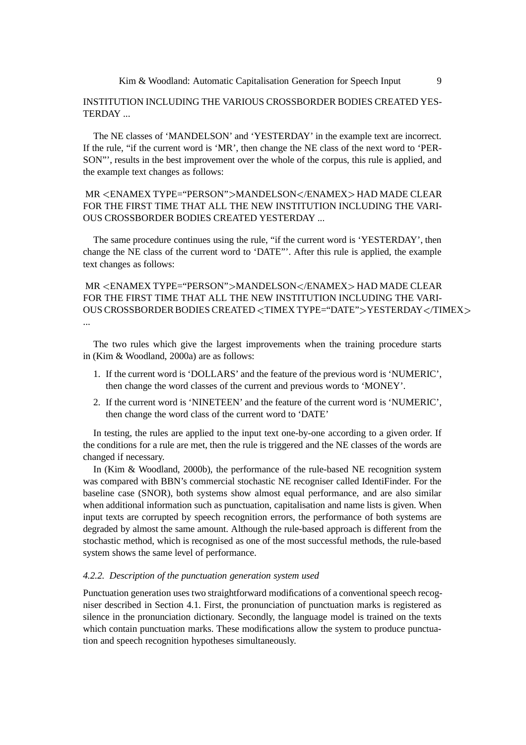INSTITUTION INCLUDING THE VARIOUS CROSSBORDER BODIES CREATED YESTERDAY ...

The NE classes of 'MANDELSON' and 'YESTERDAY' in the example text are incorrect. If the rule, "if the current word is 'MR', then change the NE class of the next word to 'PERSON"', results in the best improvement over the whole of the corpus, this rule is applied, and the example text changes as follows:

MR <ENAMEX TYPE="PERSON">MANDELSON</ENAMEX> HAD MADE CLEAR FOR THE FIRST TIME THAT ALL THE NEW INSTITUTION INCLUDING THE VARIOUS CROSSBORDER BODIES CREATED YESTERDAY ...

The same procedure continues using the rule, "if the current word is 'YESTERDAY', then change the NE class of the current word to 'DATE"'. After this rule is applied, the example text changes as follows:

MR <ENAMEX TYPE="PERSON">MANDELSON</ENAMEX> HAD MADE CLEAR FOR THE FIRST TIME THAT ALL THE NEW INSTITUTION INCLUDING THE VARIOUS CROSSBORDER BODIES CREATED <TIMEX TYPE="DATE">YESTERDAY</TIMEX> ...

The two rules which give the largest improvements when the training procedure starts in (Kim & Woodland, 2000a) are as follows:

1. If the current word is 'DOLLARS' and the feature of the previous word is 'NUMERIC', then change the word classes of the current and previous words to 'MONEY'.
2. If the current word is 'NINETEEN' and the feature of the current word is 'NUMERIC', then change the word class of the current word to 'DATE'

In testing, the rules are applied to the input text one-by-one according to a given order. If the conditions for a rule are met, then the rule is triggered and the NE classes of the words are changed if necessary.

In (Kim & Woodland, 2000b), the performance of the rule-based NE recognition system was compared with BBN's commercial stochastic NE recogniser called IdentiFinder. For the baseline case (SNOR), both systems show almost equal performance, and are also similar when additional information such as punctuation, capitalisation and name lists is given. When input texts are corrupted by speech recognition errors, the performance of both systems are degraded by almost the same amount. Although the rule-based approach is different from the stochastic method, which is recognised as one of the most successful methods, the rule-based system shows the same level of performance.

#### *4.2.2. Description of the punctuation generation system used*

Punctuation generation uses two straightforward modifications of a conventional speech recogniser described in Section 4.1. First, the pronunciation of punctuation marks is registered as silence in the pronunciation dictionary. Secondly, the language model is trained on the texts which contain punctuation marks. These modifications allow the system to produce punctuation and speech recognition hypotheses simultaneously.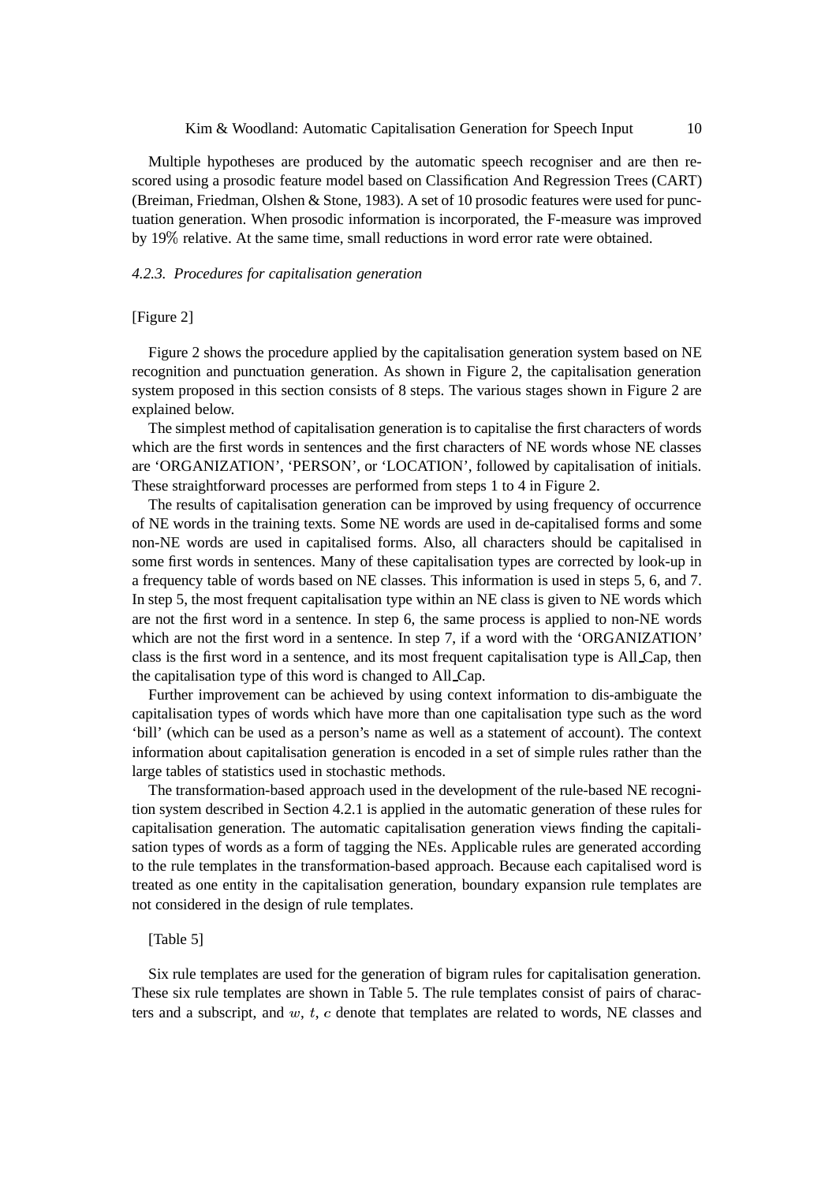Multiple hypotheses are produced by the automatic speech recogniser and are then re-scored using a prosodic feature model based on Classification And Regression Trees (CART) (Breiman, Friedman, Olshen & Stone, 1983). A set of 10 prosodic features were used for punctuation generation. When prosodic information is incorporated, the F-measure was improved by 19% relative. At the same time, small reductions in word error rate were obtained.

#### *4.2.3. Procedures for capitalisation generation*

[Figure 2]

Figure 2 shows the procedure applied by the capitalisation generation system based on NE recognition and punctuation generation. As shown in Figure 2, the capitalisation generation system proposed in this section consists of 8 steps. The various stages shown in Figure 2 are explained below.

The simplest method of capitalisation generation is to capitalise the first characters of words which are the first words in sentences and the first characters of NE words whose NE classes are 'ORGANIZATION', 'PERSON', or 'LOCATION', followed by capitalisation of initials. These straightforward processes are performed from steps 1 to 4 in Figure 2.

The results of capitalisation generation can be improved by using frequency of occurrence of NE words in the training texts. Some NE words are used in de-capitalised forms and some non-NE words are used in capitalised forms. Also, all characters should be capitalised in some first words in sentences. Many of these capitalisation types are corrected by look-up in a frequency table of words based on NE classes. This information is used in steps 5, 6, and 7. In step 5, the most frequent capitalisation type within an NE class is given to NE words which are not the first word in a sentence. In step 6, the same process is applied to non-NE words which are not the first word in a sentence. In step 7, if a word with the 'ORGANIZATION' class is the first word in a sentence, and its most frequent capitalisation type is All_Cap, then the capitalisation type of this word is changed to All_Cap.

Further improvement can be achieved by using context information to dis-ambiguate the capitalisation types of words which have more than one capitalisation type such as the word 'bill' (which can be used as a person's name as well as a statement of account). The context information about capitalisation generation is encoded in a set of simple rules rather than the large tables of statistics used in stochastic methods.

The transformation-based approach used in the development of the rule-based NE recognition system described in Section 4.2.1 is applied in the automatic generation of these rules for capitalisation generation. The automatic capitalisation generation views finding the capitalisation types of words as a form of tagging the NEs. Applicable rules are generated according to the rule templates in the transformation-based approach. Because each capitalised word is treated as one entity in the capitalisation generation, boundary expansion rule templates are not considered in the design of rule templates.

[Table 5]

Six rule templates are used for the generation of bigram rules for capitalisation generation. These six rule templates are shown in Table 5. The rule templates consist of pairs of characters and a subscript, and $w$, $t$, $c$ denote that templates are related to words, NE classes and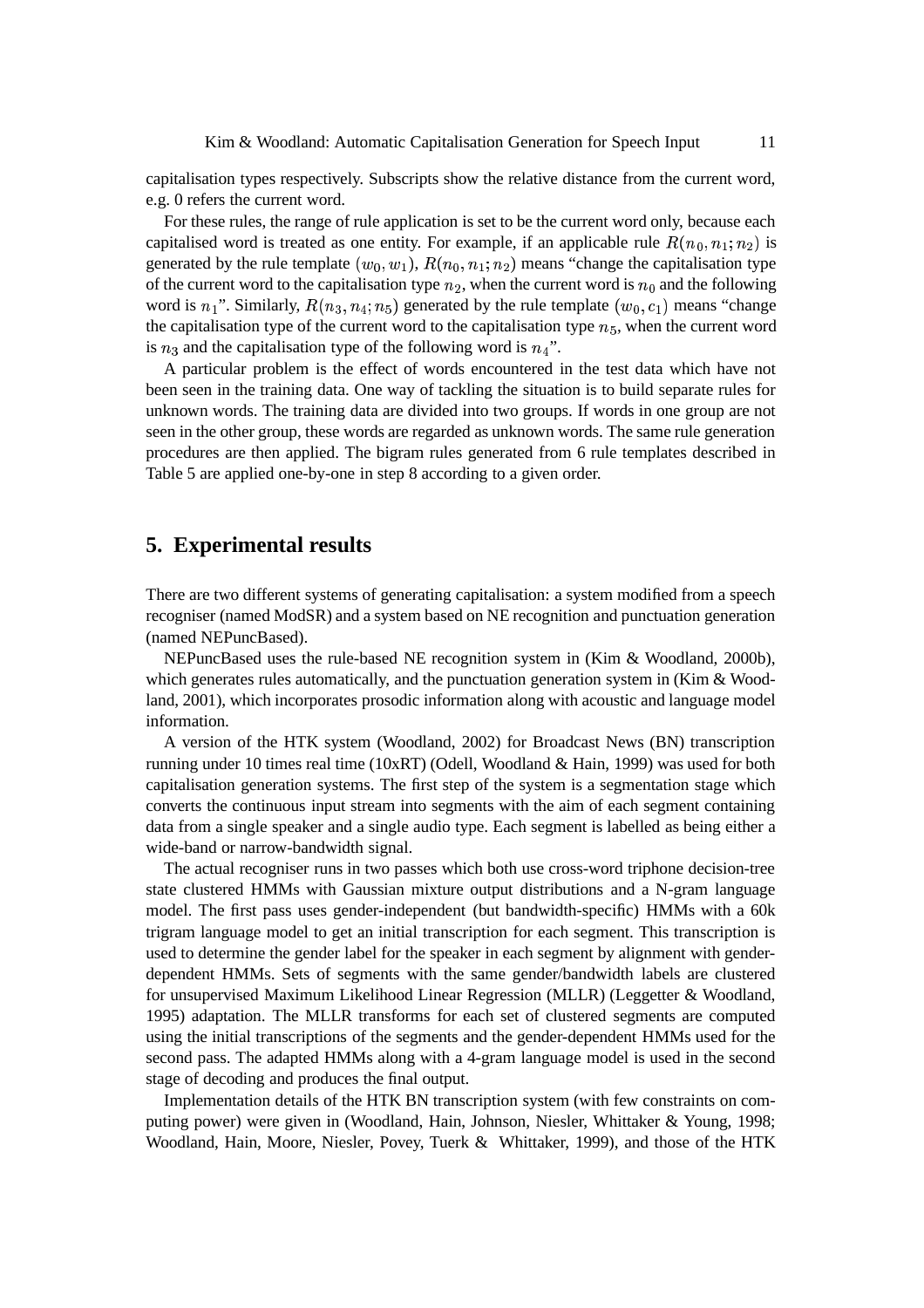capitalisation types respectively. Subscripts show the relative distance from the current word, e.g. 0 refers the current word.

For these rules, the range of rule application is set to be the current word only, because each capitalised word is treated as one entity. For example, if an applicable rule $R(n_0, n_1; n_2)$ is generated by the rule template $(w_0, w_1)$, $R(n_0, n_1; n_2)$ means "change the capitalisation type of the current word to the capitalisation type $n_2$, when the current word is $n_0$ and the following word is $n_1$". Similarly, $R(n_3, n_4; n_5)$ generated by the rule template $(w_0, c_1)$ means "change the capitalisation type of the current word to the capitalisation type $n_5$, when the current word is $n_3$ and the capitalisation type of the following word is $n_4$".

A particular problem is the effect of words encountered in the test data which have not been seen in the training data. One way of tackling the situation is to build separate rules for unknown words. The training data are divided into two groups. If words in one group are not seen in the other group, these words are regarded as unknown words. The same rule generation procedures are then applied. The bigram rules generated from 6 rule templates described in Table 5 are applied one-by-one in step 8 according to a given order.

## 5. Experimental results

There are two different systems of generating capitalisation: a system modified from a speech recogniser (named ModSR) and a system based on NE recognition and punctuation generation (named NEPuncBased).

NEPuncBased uses the rule-based NE recognition system in (Kim & Woodland, 2000b), which generates rules automatically, and the punctuation generation system in (Kim & Woodland, 2001), which incorporates prosodic information along with acoustic and language model information.

A version of the HTK system (Woodland, 2002) for Broadcast News (BN) transcription running under 10 times real time (10xRT) (Odell, Woodland & Hain, 1999) was used for both capitalisation generation systems. The first step of the system is a segmentation stage which converts the continuous input stream into segments with the aim of each segment containing data from a single speaker and a single audio type. Each segment is labelled as being either a wide-band or narrow-bandwidth signal.

The actual recogniser runs in two passes which both use cross-word triphone decision-tree state clustered HMMs with Gaussian mixture output distributions and a N-gram language model. The first pass uses gender-independent (but bandwidth-specific) HMMs with a 60k trigram language model to get an initial transcription for each segment. This transcription is used to determine the gender label for the speaker in each segment by alignment with gender-dependent HMMs. Sets of segments with the same gender/bandwidth labels are clustered for unsupervised Maximum Likelihood Linear Regression (MLLR) (Leggetter & Woodland, 1995) adaptation. The MLLR transforms for each set of clustered segments are computed using the initial transcriptions of the segments and the gender-dependent HMMs used for the second pass. The adapted HMMs along with a 4-gram language model is used in the second stage of decoding and produces the final output.

Implementation details of the HTK BN transcription system (with few constraints on computing power) were given in (Woodland, Hain, Johnson, Niesler, Whittaker & Young, 1998; Woodland, Hain, Moore, Niesler, Povey, Tuerk & Whittaker, 1999), and those of the HTK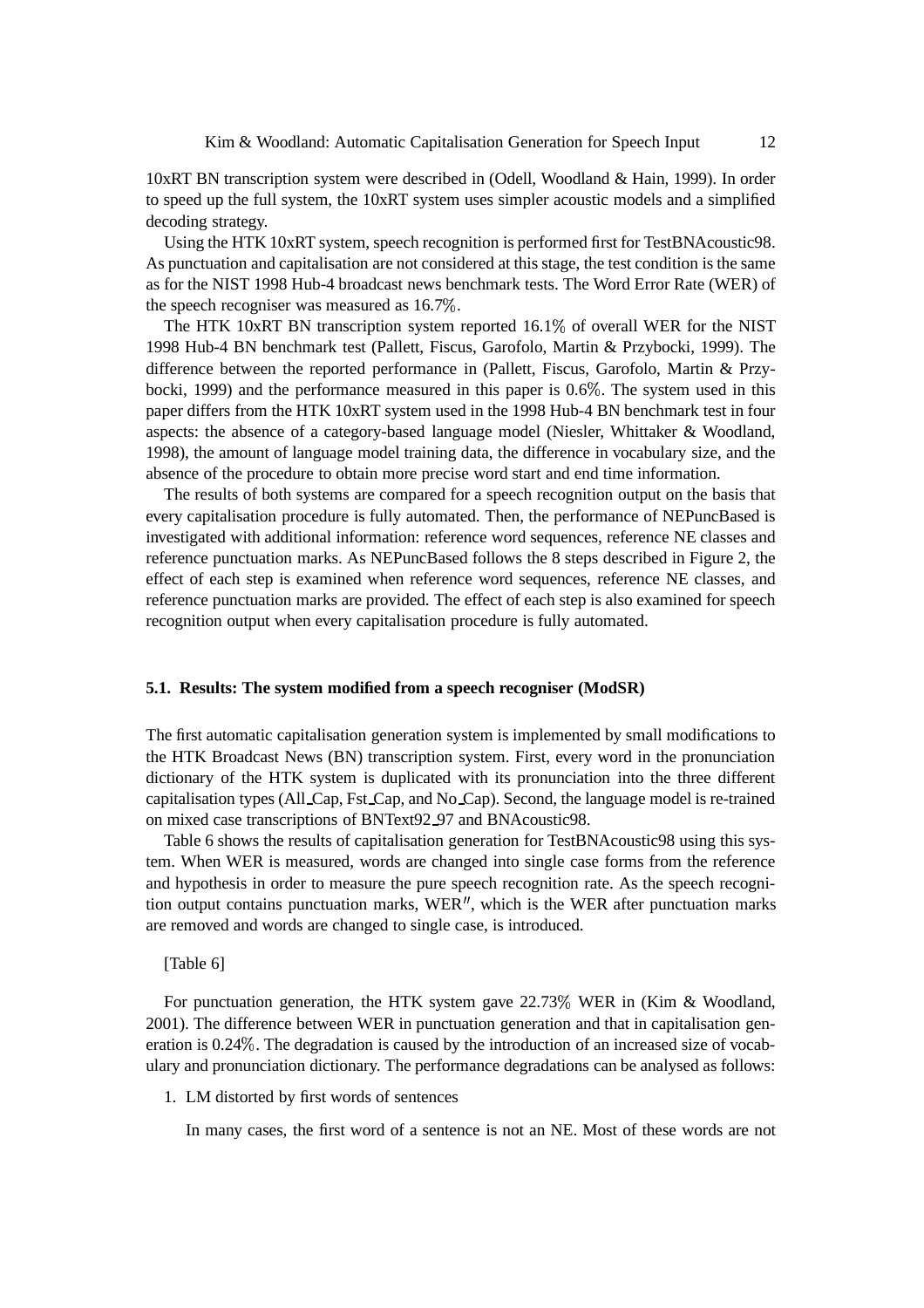10xRT BN transcription system were described in (Odell, Woodland & Hain, 1999). In order to speed up the full system, the 10xRT system uses simpler acoustic models and a simplified decoding strategy.

Using the HTK 10xRT system, speech recognition is performed first for TestBNAcoustic98. As punctuation and capitalisation are not considered at this stage, the test condition is the same as for the NIST 1998 Hub-4 broadcast news benchmark tests. The Word Error Rate (WER) of the speech recogniser was measured as 16.7%.

The HTK 10xRT BN transcription system reported 16.1% of overall WER for the NIST 1998 Hub-4 BN benchmark test (Pallett, Fiscus, Garofolo, Martin & Przybocki, 1999). The difference between the reported performance in (Pallett, Fiscus, Garofolo, Martin & Przybocki, 1999) and the performance measured in this paper is 0.6%. The system used in this paper differs from the HTK 10xRT system used in the 1998 Hub-4 BN benchmark test in four aspects: the absence of a category-based language model (Niesler, Whittaker & Woodland, 1998), the amount of language model training data, the difference in vocabulary size, and the absence of the procedure to obtain more precise word start and end time information.

The results of both systems are compared for a speech recognition output on the basis that every capitalisation procedure is fully automated. Then, the performance of NEPuncBased is investigated with additional information: reference word sequences, reference NE classes and reference punctuation marks. As NEPuncBased follows the 8 steps described in Figure 2, the effect of each step is examined when reference word sequences, reference NE classes, and reference punctuation marks are provided. The effect of each step is also examined for speech recognition output when every capitalisation procedure is fully automated.

### 5.1. Results: The system modified from a speech recogniser (ModSR)

The first automatic capitalisation generation system is implemented by small modifications to the HTK Broadcast News (BN) transcription system. First, every word in the pronunciation dictionary of the HTK system is duplicated with its pronunciation into the three different capitalisation types (All_Cap, Fst_Cap, and No_Cap). Second, the language model is re-trained on mixed case transcriptions of BNText92_97 and BNAcoustic98.

Table 6 shows the results of capitalisation generation for TestBNAcoustic98 using this system. When WER is measured, words are changed into single case forms from the reference and hypothesis in order to measure the pure speech recognition rate. As the speech recognition output contains punctuation marks, WER$''$, which is the WER after punctuation marks are removed and words are changed to single case, is introduced.

[Table 6]

For punctuation generation, the HTK system gave 22.73% WER in (Kim & Woodland, 2001). The difference between WER in punctuation generation and that in capitalisation generation is 0.24%. The degradation is caused by the introduction of an increased size of vocabulary and pronunciation dictionary. The performance degradations can be analysed as follows:

1. LM distorted by first words of sentences

   In many cases, the first word of a sentence is not an NE. Most of these words are not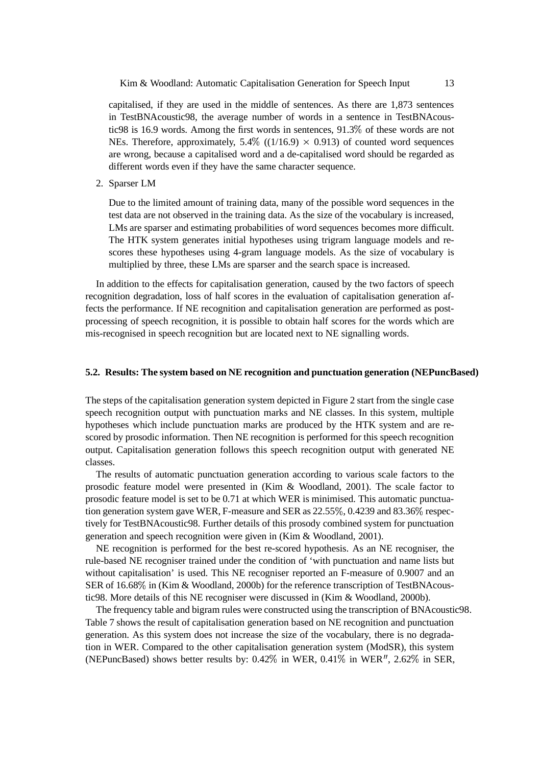capitalised, if they are used in the middle of sentences. As there are 1,873 sentences in TestBNAcoustic98, the average number of words in a sentence in TestBNAcoustic98 is 16.9 words. Among the first words in sentences, 91.3% of these words are not NEs. Therefore, approximately, 5.4% ($(1/16.9) \times 0.913$) of counted word sequences are wrong, because a capitalised word and a de-capitalised word should be regarded as different words even if they have the same character sequence.

2. Sparser LM

   Due to the limited amount of training data, many of the possible word sequences in the test data are not observed in the training data. As the size of the vocabulary is increased, LMs are sparser and estimating probabilities of word sequences becomes more difficult. The HTK system generates initial hypotheses using trigram language models and re-scores these hypotheses using 4-gram language models. As the size of vocabulary is multiplied by three, these LMs are sparser and the search space is increased.

In addition to the effects for capitalisation generation, caused by the two factors of speech recognition degradation, loss of half scores in the evaluation of capitalisation generation affects the performance. If NE recognition and capitalisation generation are performed as post-processing of speech recognition, it is possible to obtain half scores for the words which are mis-recognised in speech recognition but are located next to NE signalling words.

### 5.2. Results: The system based on NE recognition and punctuation generation (NEPuncBased)

The steps of the capitalisation generation system depicted in Figure 2 start from the single case speech recognition output with punctuation marks and NE classes. In this system, multiple hypotheses which include punctuation marks are produced by the HTK system and are re-scored by prosodic information. Then NE recognition is performed for this speech recognition output. Capitalisation generation follows this speech recognition output with generated NE classes.

The results of automatic punctuation generation according to various scale factors to the prosodic feature model were presented in (Kim & Woodland, 2001). The scale factor to prosodic feature model is set to be 0.71 at which WER is minimised. This automatic punctuation generation system gave WER, F-measure and SER as 22.55%, 0.4239 and 83.36% respectively for TestBNAcoustic98. Further details of this prosody combined system for punctuation generation and speech recognition were given in (Kim & Woodland, 2001).

NE recognition is performed for the best re-scored hypothesis. As an NE recogniser, the rule-based NE recogniser trained under the condition of 'with punctuation and name lists but without capitalisation' is used. This NE recogniser reported an F-measure of 0.9007 and an SER of 16.68% in (Kim & Woodland, 2000b) for the reference transcription of TestBNAcoustic98. More details of this NE recogniser were discussed in (Kim & Woodland, 2000b).

The frequency table and bigram rules were constructed using the transcription of BNAcoustic98. Table 7 shows the result of capitalisation generation based on NE recognition and punctuation generation. As this system does not increase the size of the vocabulary, there is no degradation in WER. Compared to the other capitalisation generation system (ModSR), this system (NEPuncBased) shows better results by: 0.42% in WER, 0.41% in WER$''$, 2.62% in SER,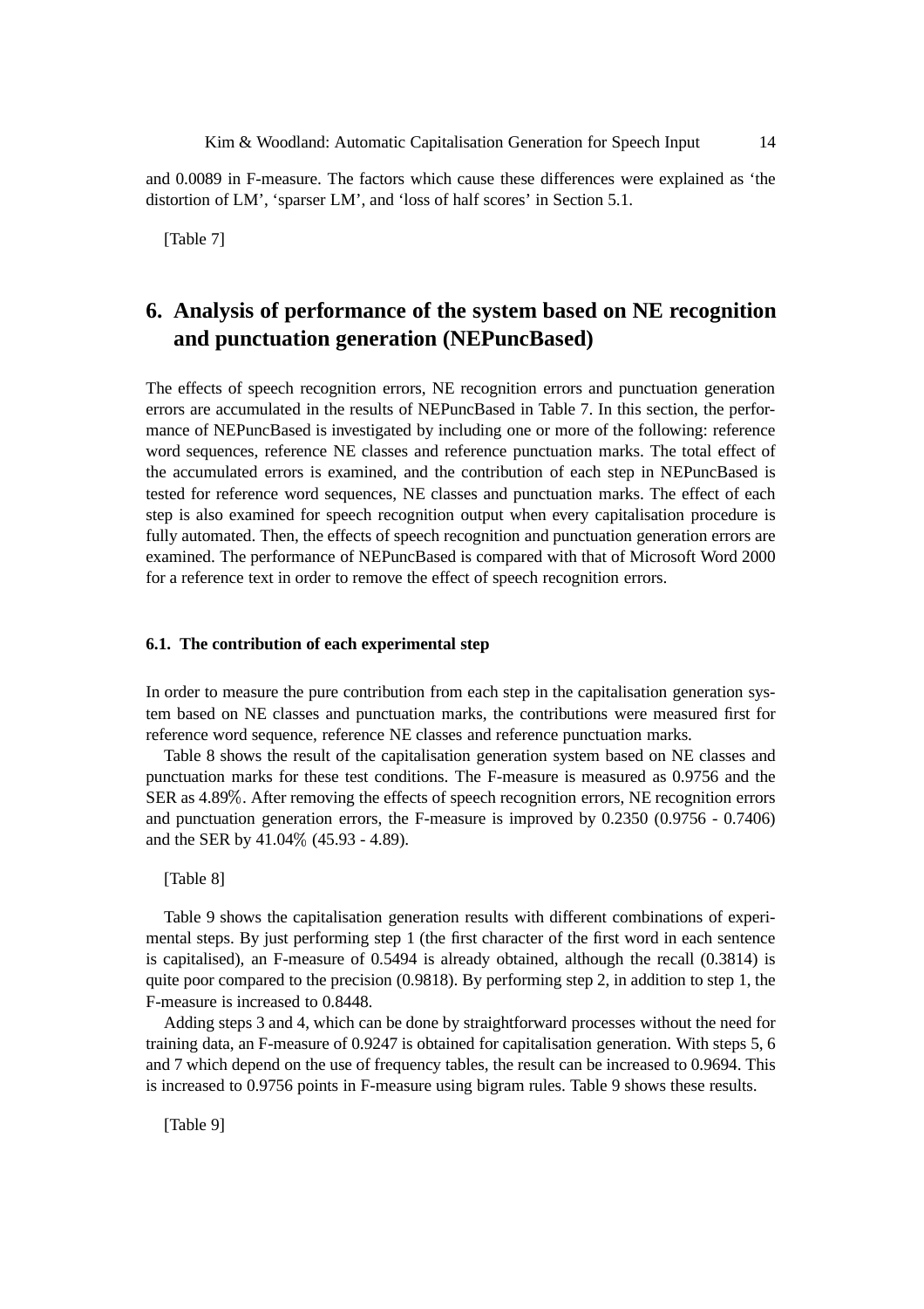and 0.0089 in F-measure. The factors which cause these differences were explained as 'the distortion of LM', 'sparser LM', and 'loss of half scores' in Section 5.1.

[Table 7]

# 6. Analysis of performance of the system based on NE recognition and punctuation generation (NEPuncBased)

The effects of speech recognition errors, NE recognition errors and punctuation generation errors are accumulated in the results of NEPuncBased in Table 7. In this section, the performance of NEPuncBased is investigated by including one or more of the following: reference word sequences, reference NE classes and reference punctuation marks. The total effect of the accumulated errors is examined, and the contribution of each step in NEPuncBased is tested for reference word sequences, NE classes and punctuation marks. The effect of each step is also examined for speech recognition output when every capitalisation procedure is fully automated. Then, the effects of speech recognition and punctuation generation errors are examined. The performance of NEPuncBased is compared with that of Microsoft Word 2000 for a reference text in order to remove the effect of speech recognition errors.

### 6.1. The contribution of each experimental step

In order to measure the pure contribution from each step in the capitalisation generation system based on NE classes and punctuation marks, the contributions were measured first for reference word sequence, reference NE classes and reference punctuation marks.

Table 8 shows the result of the capitalisation generation system based on NE classes and punctuation marks for these test conditions. The F-measure is measured as 0.9756 and the SER as 4.89%. After removing the effects of speech recognition errors, NE recognition errors and punctuation generation errors, the F-measure is improved by 0.2350 (0.9756 - 0.7406) and the SER by 41.04% (45.93 - 4.89).

[Table 8]

Table 9 shows the capitalisation generation results with different combinations of experimental steps. By just performing step 1 (the first character of the first word in each sentence is capitalised), an F-measure of 0.5494 is already obtained, although the recall (0.3814) is quite poor compared to the precision (0.9818). By performing step 2, in addition to step 1, the F-measure is increased to 0.8448.

Adding steps 3 and 4, which can be done by straightforward processes without the need for training data, an F-measure of 0.9247 is obtained for capitalisation generation. With steps 5, 6 and 7 which depend on the use of frequency tables, the result can be increased to 0.9694. This is increased to 0.9756 points in F-measure using bigram rules. Table 9 shows these results.

[Table 9]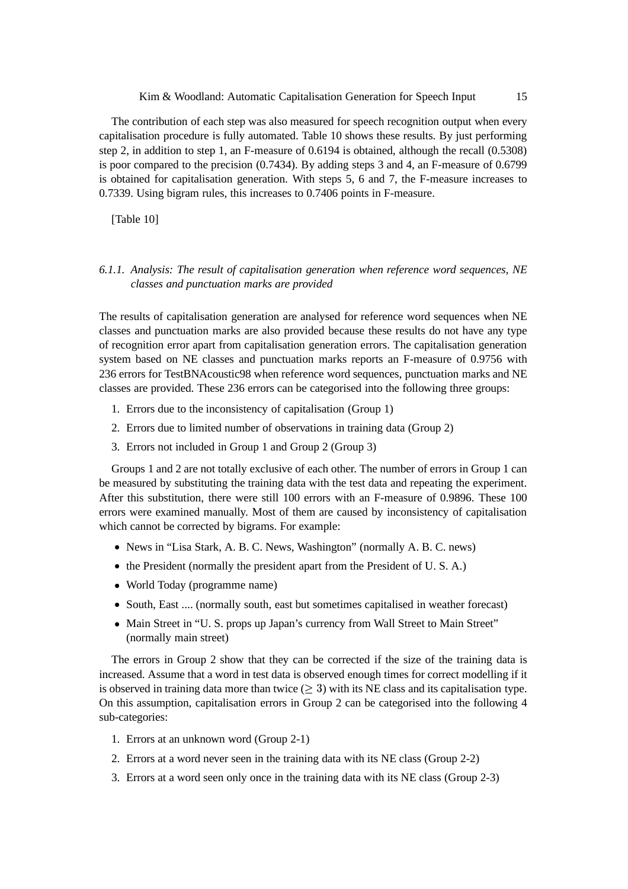The contribution of each step was also measured for speech recognition output when every capitalisation procedure is fully automated. Table 10 shows these results. By just performing step 2, in addition to step 1, an F-measure of 0.6194 is obtained, although the recall (0.5308) is poor compared to the precision (0.7434). By adding steps 3 and 4, an F-measure of 0.6799 is obtained for capitalisation generation. With steps 5, 6 and 7, the F-measure increases to 0.7339. Using bigram rules, this increases to 0.7406 points in F-measure.

[Table 10]

#### *6.1.1. Analysis: The result of capitalisation generation when reference word sequences, NE classes and punctuation marks are provided*

The results of capitalisation generation are analysed for reference word sequences when NE classes and punctuation marks are also provided because these results do not have any type of recognition error apart from capitalisation generation errors. The capitalisation generation system based on NE classes and punctuation marks reports an F-measure of 0.9756 with 236 errors for TestBNAcoustic98 when reference word sequences, punctuation marks and NE classes are provided. These 236 errors can be categorised into the following three groups:

1. Errors due to the inconsistency of capitalisation (Group 1)
2. Errors due to limited number of observations in training data (Group 2)
3. Errors not included in Group 1 and Group 2 (Group 3)

Groups 1 and 2 are not totally exclusive of each other. The number of errors in Group 1 can be measured by substituting the training data with the test data and repeating the experiment. After this substitution, there were still 100 errors with an F-measure of 0.9896. These 100 errors were examined manually. Most of them are caused by inconsistency of capitalisation which cannot be corrected by bigrams. For example:

- News in “Lisa Stark, A. B. C. News, Washington” (normally A. B. C. news)
- the President (normally the president apart from the President of U. S. A.)
- World Today (programme name)
- South, East .... (normally south, east but sometimes capitalised in weather forecast)
- Main Street in “U. S. props up Japan’s currency from Wall Street to Main Street” (normally main street)

The errors in Group 2 show that they can be corrected if the size of the training data is increased. Assume that a word in test data is observed enough times for correct modelling if it is observed in training data more than twice ($\geq 3$) with its NE class and its capitalisation type. On this assumption, capitalisation errors in Group 2 can be categorised into the following 4 sub-categories:

1. Errors at an unknown word (Group 2-1)
2. Errors at a word never seen in the training data with its NE class (Group 2-2)
3. Errors at a word seen only once in the training data with its NE class (Group 2-3)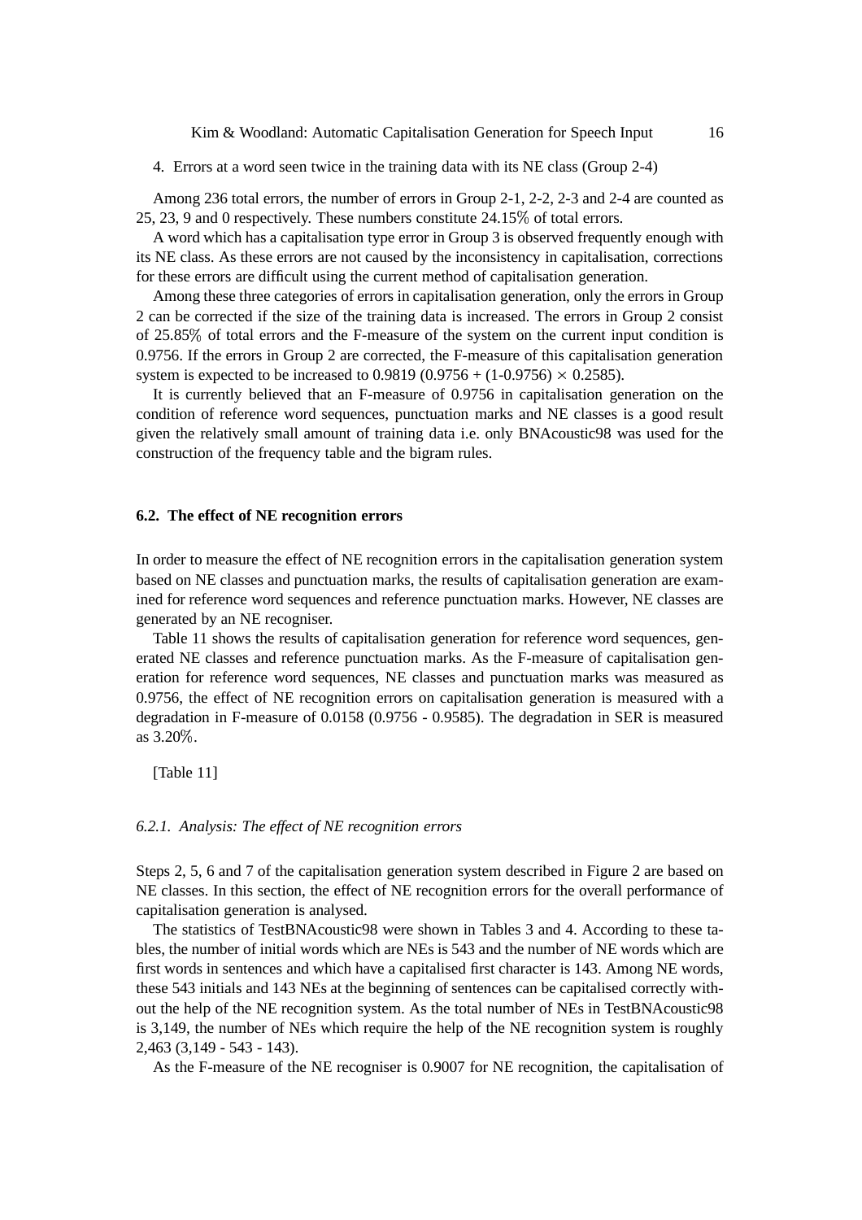4. Errors at a word seen twice in the training data with its NE class (Group 2-4)

Among 236 total errors, the number of errors in Group 2-1, 2-2, 2-3 and 2-4 are counted as 25, 23, 9 and 0 respectively. These numbers constitute 24.15% of total errors.

A word which has a capitalisation type error in Group 3 is observed frequently enough with its NE class. As these errors are not caused by the inconsistency in capitalisation, corrections for these errors are difficult using the current method of capitalisation generation.

Among these three categories of errors in capitalisation generation, only the errors in Group 2 can be corrected if the size of the training data is increased. The errors in Group 2 consist of 25.85% of total errors and the F-measure of the system on the current input condition is 0.9756. If the errors in Group 2 are corrected, the F-measure of this capitalisation generation system is expected to be increased to 0.9819 ($0.9756 + (1\text{-}0.9756) \times 0.2585$).

It is currently believed that an F-measure of 0.9756 in capitalisation generation on the condition of reference word sequences, punctuation marks and NE classes is a good result given the relatively small amount of training data i.e. only BNAcoustic98 was used for the construction of the frequency table and the bigram rules.

### 6.2. The effect of NE recognition errors

In order to measure the effect of NE recognition errors in the capitalisation generation system based on NE classes and punctuation marks, the results of capitalisation generation are examined for reference word sequences and reference punctuation marks. However, NE classes are generated by an NE recogniser.

Table 11 shows the results of capitalisation generation for reference word sequences, generated NE classes and reference punctuation marks. As the F-measure of capitalisation generation for reference word sequences, NE classes and punctuation marks was measured as 0.9756, the effect of NE recognition errors on capitalisation generation is measured with a degradation in F-measure of 0.0158 (0.9756 - 0.9585). The degradation in SER is measured as 3.20%.

[Table 11]

#### *6.2.1. Analysis: The effect of NE recognition errors*

Steps 2, 5, 6 and 7 of the capitalisation generation system described in Figure 2 are based on NE classes. In this section, the effect of NE recognition errors for the overall performance of capitalisation generation is analysed.

The statistics of TestBNAcoustic98 were shown in Tables 3 and 4. According to these tables, the number of initial words which are NEs is 543 and the number of NE words which are first words in sentences and which have a capitalised first character is 143. Among NE words, these 543 initials and 143 NEs at the beginning of sentences can be capitalised correctly without the help of the NE recognition system. As the total number of NEs in TestBNAcoustic98 is 3,149, the number of NEs which require the help of the NE recognition system is roughly 2,463 (3,149 - 543 - 143).

As the F-measure of the NE recogniser is 0.9007 for NE recognition, the capitalisation of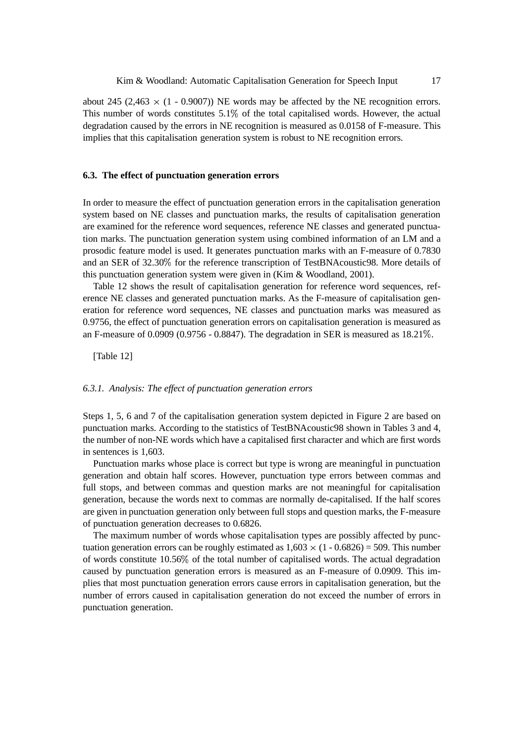about 245 (2,463 $\times$ (1 - 0.9007)) NE words may be affected by the NE recognition errors. This number of words constitutes 5.1% of the total capitalised words. However, the actual degradation caused by the errors in NE recognition is measured as 0.0158 of F-measure. This implies that this capitalisation generation system is robust to NE recognition errors.

### 6.3. The effect of punctuation generation errors

In order to measure the effect of punctuation generation errors in the capitalisation generation system based on NE classes and punctuation marks, the results of capitalisation generation are examined for the reference word sequences, reference NE classes and generated punctuation marks. The punctuation generation system using combined information of an LM and a prosodic feature model is used. It generates punctuation marks with an F-measure of 0.7830 and an SER of 32.30% for the reference transcription of TestBNAcoustic98. More details of this punctuation generation system were given in (Kim & Woodland, 2001).

Table 12 shows the result of capitalisation generation for reference word sequences, reference NE classes and generated punctuation marks. As the F-measure of capitalisation generation for reference word sequences, NE classes and punctuation marks was measured as 0.9756, the effect of punctuation generation errors on capitalisation generation is measured as an F-measure of 0.0909 (0.9756 - 0.8847). The degradation in SER is measured as 18.21%.

[Table 12]

#### *6.3.1. Analysis: The effect of punctuation generation errors*

Steps 1, 5, 6 and 7 of the capitalisation generation system depicted in Figure 2 are based on punctuation marks. According to the statistics of TestBNAcoustic98 shown in Tables 3 and 4, the number of non-NE words which have a capitalised first character and which are first words in sentences is 1,603.

Punctuation marks whose place is correct but type is wrong are meaningful in punctuation generation and obtain half scores. However, punctuation type errors between commas and full stops, and between commas and question marks are not meaningful for capitalisation generation, because the words next to commas are normally de-capitalised. If the half scores are given in punctuation generation only between full stops and question marks, the F-measure of punctuation generation decreases to 0.6826.

The maximum number of words whose capitalisation types are possibly affected by punctuation generation errors can be roughly estimated as 1,603 $\times$ (1 - 0.6826) = 509. This number of words constitute 10.56% of the total number of capitalised words. The actual degradation caused by punctuation generation errors is measured as an F-measure of 0.0909. This implies that most punctuation generation errors cause errors in capitalisation generation, but the number of errors caused in capitalisation generation do not exceed the number of errors in punctuation generation.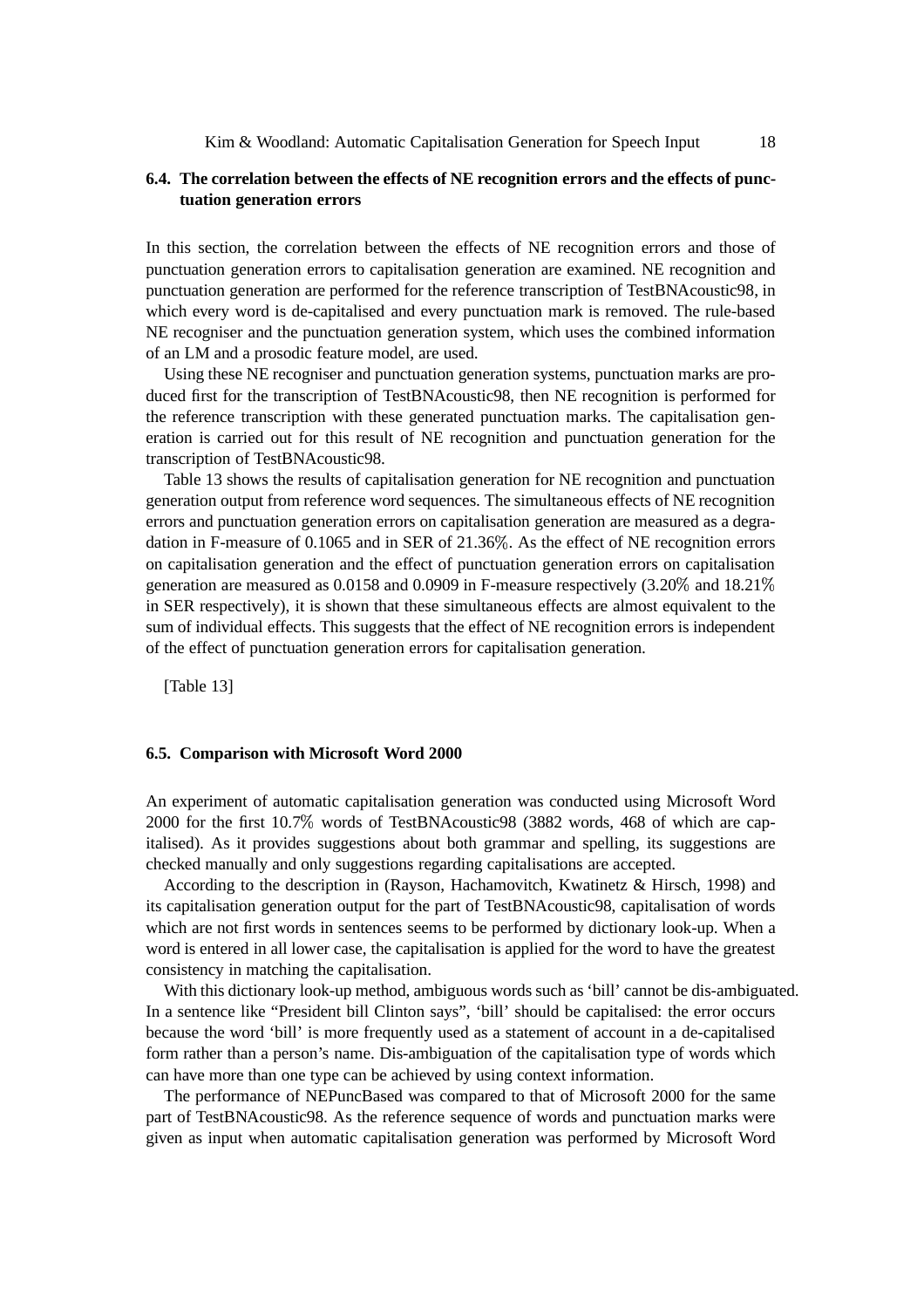### 6.4. The correlation between the effects of NE recognition errors and the effects of punctuation generation errors

In this section, the correlation between the effects of NE recognition errors and those of punctuation generation errors to capitalisation generation are examined. NE recognition and punctuation generation are performed for the reference transcription of TestBNAcoustic98, in which every word is de-capitalised and every punctuation mark is removed. The rule-based NE recogniser and the punctuation generation system, which uses the combined information of an LM and a prosodic feature model, are used.

Using these NE recogniser and punctuation generation systems, punctuation marks are produced first for the transcription of TestBNAcoustic98, then NE recognition is performed for the reference transcription with these generated punctuation marks. The capitalisation generation is carried out for this result of NE recognition and punctuation generation for the transcription of TestBNAcoustic98.

Table 13 shows the results of capitalisation generation for NE recognition and punctuation generation output from reference word sequences. The simultaneous effects of NE recognition errors and punctuation generation errors on capitalisation generation are measured as a degradation in F-measure of 0.1065 and in SER of 21.36%. As the effect of NE recognition errors on capitalisation generation and the effect of punctuation generation errors on capitalisation generation are measured as 0.0158 and 0.0909 in F-measure respectively (3.20% and 18.21% in SER respectively), it is shown that these simultaneous effects are almost equivalent to the sum of individual effects. This suggests that the effect of NE recognition errors is independent of the effect of punctuation generation errors for capitalisation generation.

[Table 13]

### 6.5. Comparison with Microsoft Word 2000

An experiment of automatic capitalisation generation was conducted using Microsoft Word 2000 for the first 10.7% words of TestBNAcoustic98 (3882 words, 468 of which are capitalised). As it provides suggestions about both grammar and spelling, its suggestions are checked manually and only suggestions regarding capitalisations are accepted.

According to the description in (Rayson, Hachamovitch, Kwatinetz & Hirsch, 1998) and its capitalisation generation output for the part of TestBNAcoustic98, capitalisation of words which are not first words in sentences seems to be performed by dictionary look-up. When a word is entered in all lower case, the capitalisation is applied for the word to have the greatest consistency in matching the capitalisation.

With this dictionary look-up method, ambiguous words such as 'bill' cannot be dis-ambiguated. In a sentence like "President bill Clinton says", 'bill' should be capitalised: the error occurs because the word 'bill' is more frequently used as a statement of account in a de-capitalised form rather than a person's name. Dis-ambiguation of the capitalisation type of words which can have more than one type can be achieved by using context information.

The performance of NEPuncBased was compared to that of Microsoft 2000 for the same part of TestBNAcoustic98. As the reference sequence of words and punctuation marks were given as input when automatic capitalisation generation was performed by Microsoft Word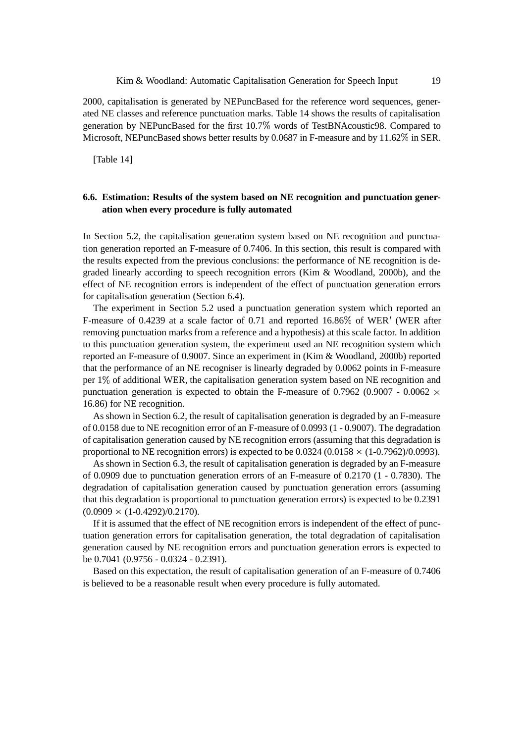2000, capitalisation is generated by NEPuncBased for the reference word sequences, generated NE classes and reference punctuation marks. Table 14 shows the results of capitalisation generation by NEPuncBased for the first 10.7% words of TestBNAcoustic98. Compared to Microsoft, NEPuncBased shows better results by 0.0687 in F-measure and by 11.62% in SER.

[Table 14]

### 6.6. Estimation: Results of the system based on NE recognition and punctuation generation when every procedure is fully automated

In Section 5.2, the capitalisation generation system based on NE recognition and punctuation generation reported an F-measure of 0.7406. In this section, this result is compared with the results expected from the previous conclusions: the performance of NE recognition is degraded linearly according to speech recognition errors (Kim & Woodland, 2000b), and the effect of NE recognition errors is independent of the effect of punctuation generation errors for capitalisation generation (Section 6.4).

The experiment in Section 5.2 used a punctuation generation system which reported an F-measure of 0.4239 at a scale factor of 0.71 and reported 16.86% of WER$'$ (WER after removing punctuation marks from a reference and a hypothesis) at this scale factor. In addition to this punctuation generation system, the experiment used an NE recognition system which reported an F-measure of 0.9007. Since an experiment in (Kim & Woodland, 2000b) reported that the performance of an NE recogniser is linearly degraded by 0.0062 points in F-measure per 1% of additional WER, the capitalisation generation system based on NE recognition and punctuation generation is expected to obtain the F-measure of 0.7962 (0.9007 - 0.0062 $\times$ 16.86) for NE recognition.

As shown in Section 6.2, the result of capitalisation generation is degraded by an F-measure of 0.0158 due to NE recognition error of an F-measure of 0.0993 (1 - 0.9007). The degradation of capitalisation generation caused by NE recognition errors (assuming that this degradation is proportional to NE recognition errors) is expected to be 0.0324 (0.0158 $\times$ (1-0.7962)/0.0993).

As shown in Section 6.3, the result of capitalisation generation is degraded by an F-measure of 0.0909 due to punctuation generation errors of an F-measure of 0.2170 (1 - 0.7830). The degradation of capitalisation generation caused by punctuation generation errors (assuming that this degradation is proportional to punctuation generation errors) is expected to be 0.2391 (0.0909 $\times$ (1-0.4292)/0.2170).

If it is assumed that the effect of NE recognition errors is independent of the effect of punctuation generation errors for capitalisation generation, the total degradation of capitalisation generation caused by NE recognition errors and punctuation generation errors is expected to be 0.7041 (0.9756 - 0.0324 - 0.2391).

Based on this expectation, the result of capitalisation generation of an F-measure of 0.7406 is believed to be a reasonable result when every procedure is fully automated.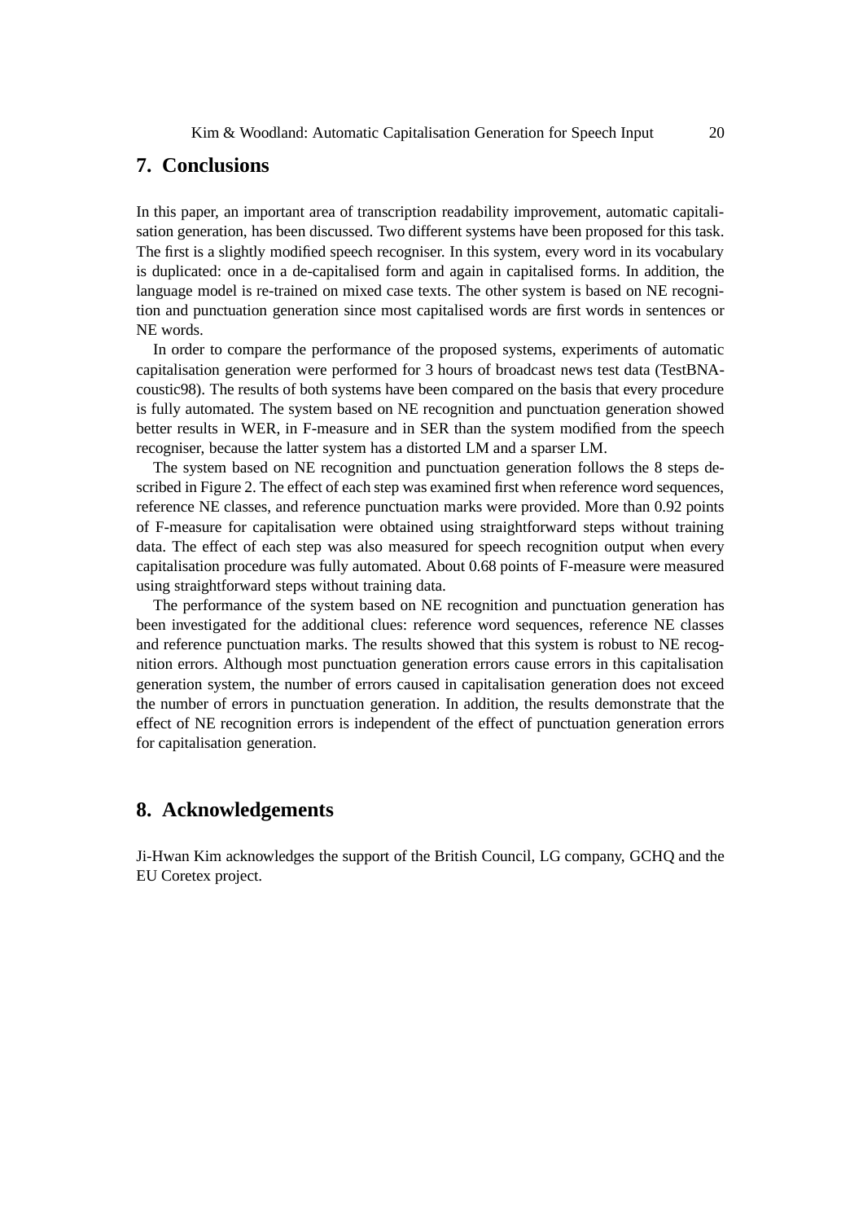## 7. Conclusions

In this paper, an important area of transcription readability improvement, automatic capitalisation generation, has been discussed. Two different systems have been proposed for this task. The first is a slightly modified speech recogniser. In this system, every word in its vocabulary is duplicated: once in a de-capitalised form and again in capitalised forms. In addition, the language model is re-trained on mixed case texts. The other system is based on NE recognition and punctuation generation since most capitalised words are first words in sentences or NE words.

In order to compare the performance of the proposed systems, experiments of automatic capitalisation generation were performed for 3 hours of broadcast news test data (TestBNAcoustic98). The results of both systems have been compared on the basis that every procedure is fully automated. The system based on NE recognition and punctuation generation showed better results in WER, in F-measure and in SER than the system modified from the speech recogniser, because the latter system has a distorted LM and a sparser LM.

The system based on NE recognition and punctuation generation follows the 8 steps described in Figure 2. The effect of each step was examined first when reference word sequences, reference NE classes, and reference punctuation marks were provided. More than 0.92 points of F-measure for capitalisation were obtained using straightforward steps without training data. The effect of each step was also measured for speech recognition output when every capitalisation procedure was fully automated. About 0.68 points of F-measure were measured using straightforward steps without training data.

The performance of the system based on NE recognition and punctuation generation has been investigated for the additional clues: reference word sequences, reference NE classes and reference punctuation marks. The results showed that this system is robust to NE recognition errors. Although most punctuation generation errors cause errors in this capitalisation generation system, the number of errors caused in capitalisation generation does not exceed the number of errors in punctuation generation. In addition, the results demonstrate that the effect of NE recognition errors is independent of the effect of punctuation generation errors for capitalisation generation.

## 8. Acknowledgements

Ji-Hwan Kim acknowledges the support of the British Council, LG company, GCHQ and the EU Coretex project.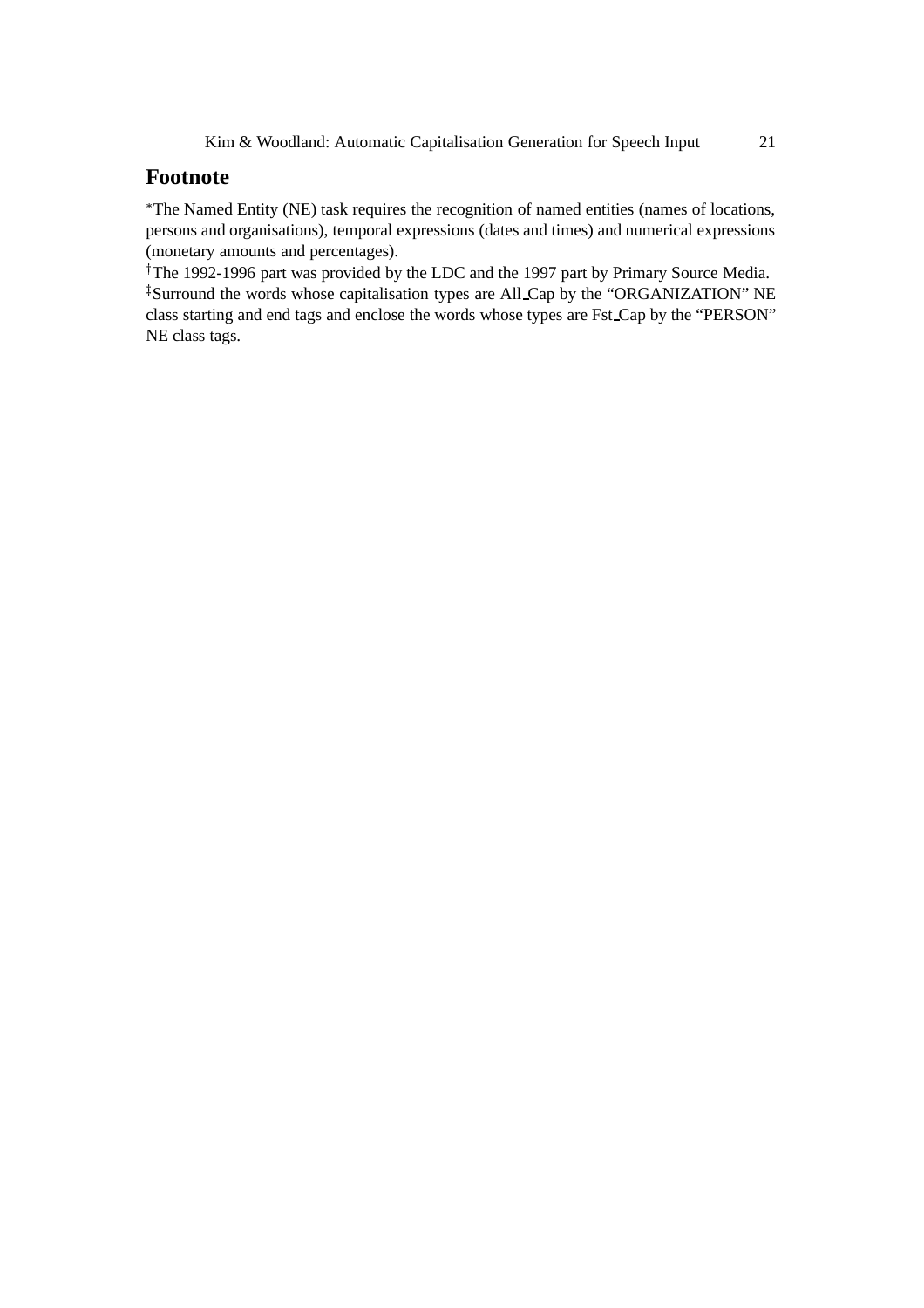## Footnote

[*]The Named Entity (NE) task requires the recognition of named entities (names of locations, persons and organisations), temporal expressions (dates and times) and numerical expressions (monetary amounts and percentages).
[†]The 1992-1996 part was provided by the LDC and the 1997 part by Primary Source Media.
[‡]Surround the words whose capitalisation types are All_Cap by the "ORGANIZATION" NE class starting and end tags and enclose the words whose types are Fst_Cap by the "PERSON" NE class tags.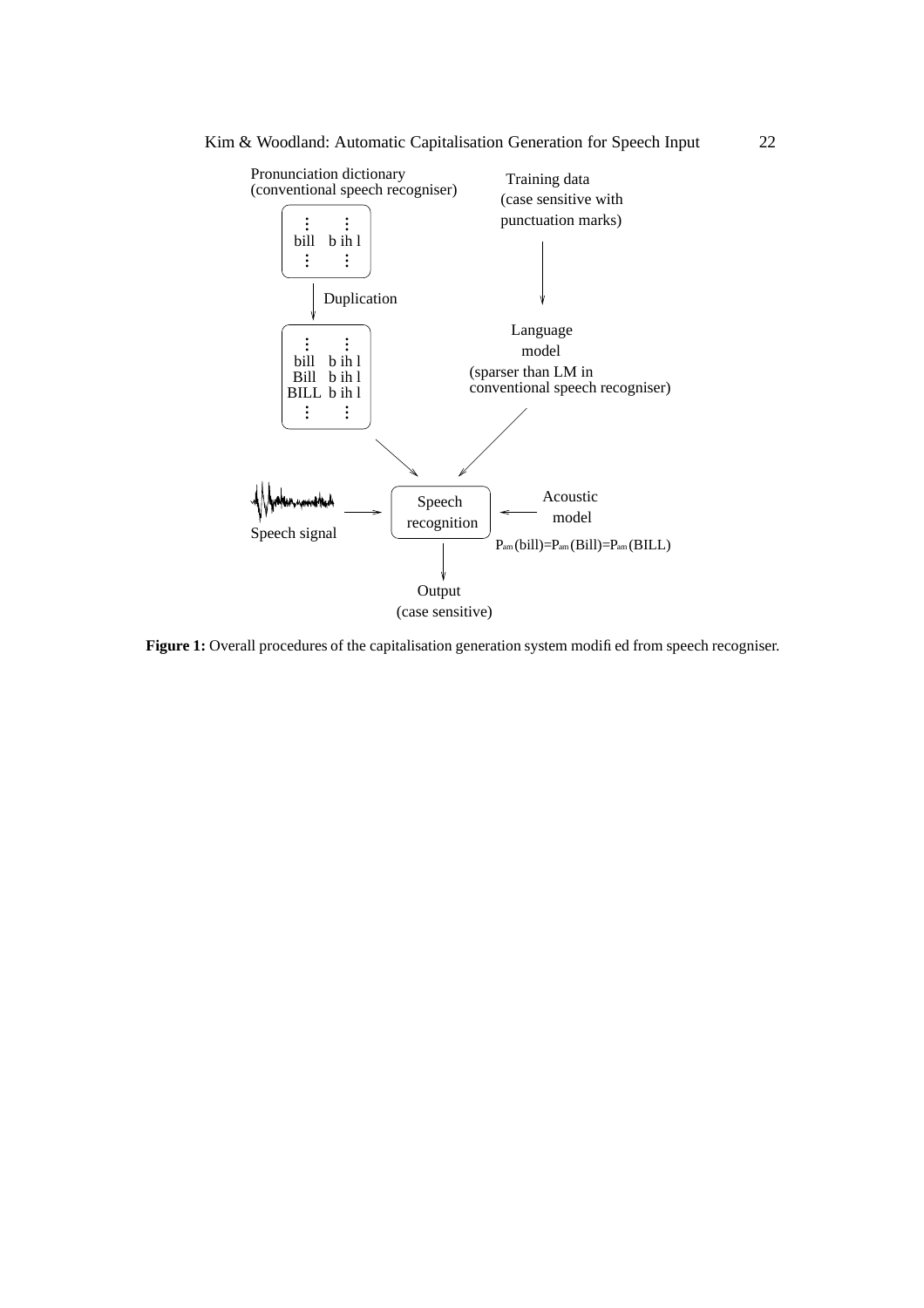**Figure 1:** Overall procedures of the capitalisation generation system modified from speech recogniser.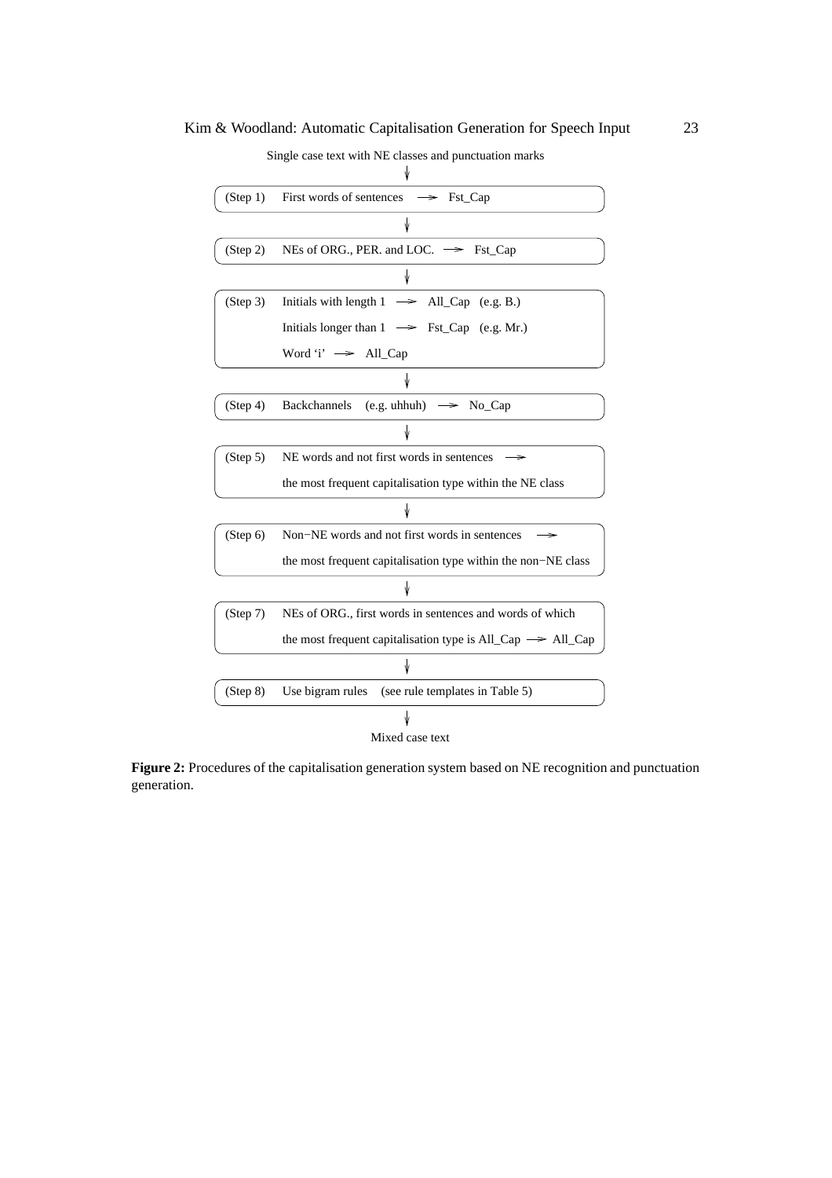Single case text with NE classes and punctuation marks

↓

(Step 1) First words of sentences → Fst_Cap

↓

(Step 2) NEs of ORG., PER. and LOC. → Fst_Cap

↓

(Step 3) Initials with length 1 → All_Cap (e.g. B.)

Initials longer than 1 → Fst_Cap (e.g. Mr.)

Word ‘i’ → All_Cap

↓

(Step 4) Backchannels (e.g. uhhuh) → No_Cap

↓

(Step 5) NE words and not first words in sentences → the most frequent capitalisation type within the NE class

↓

(Step 6) Non−NE words and not first words in sentences → the most frequent capitalisation type within the non−NE class

↓

(Step 7) NEs of ORG., first words in sentences and words of which the most frequent capitalisation type is All_Cap → All_Cap

↓

(Step 8) Use bigram rules (see rule templates in Table 5)

↓

Mixed case text

**Figure 2:** Procedures of the capitalisation generation system based on NE recognition and punctuation generation.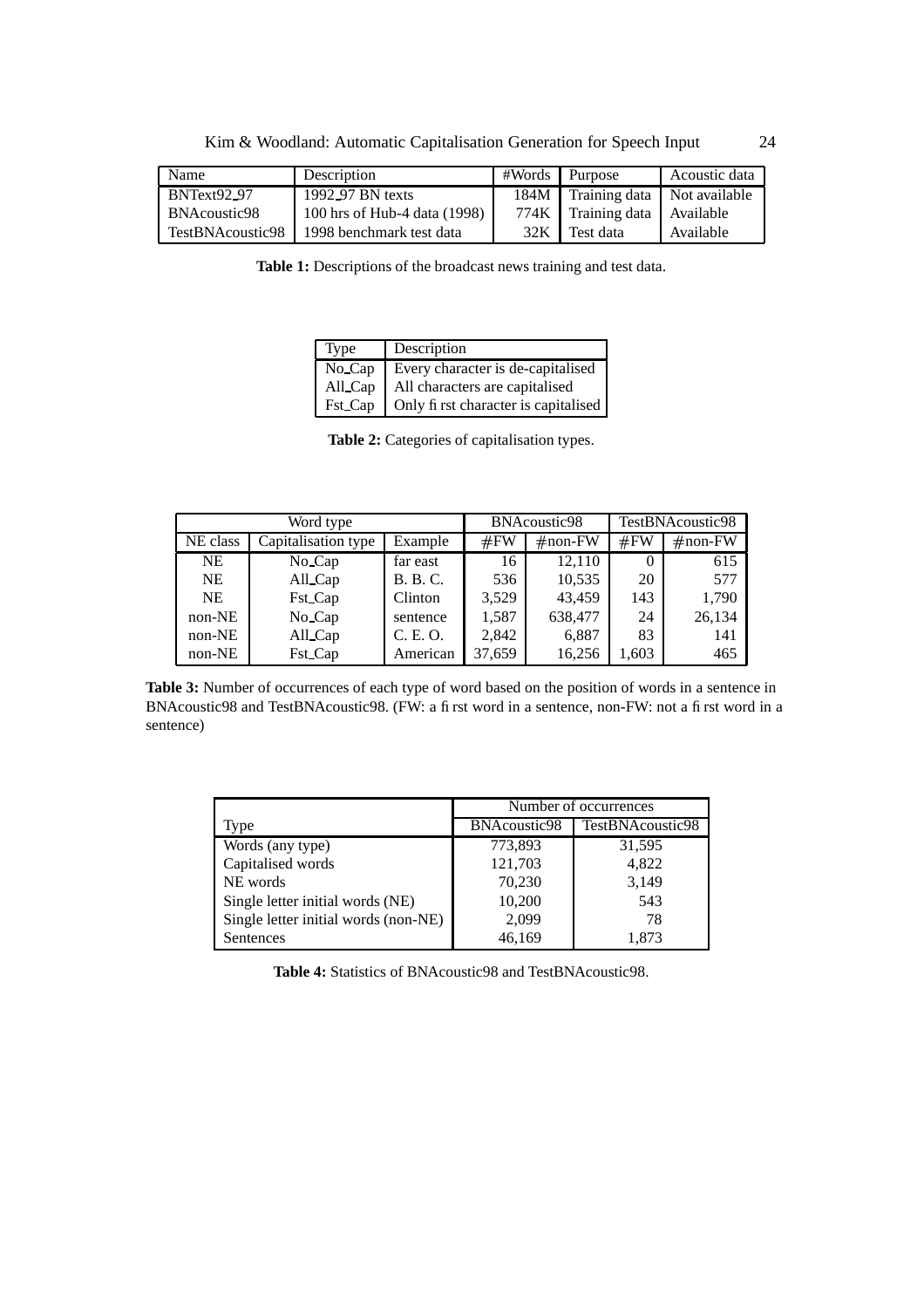| Name | Description | #Words | Purpose | Acoustic data |
|---|---|---|---|---|
| BNText92_97 | 1992_97 BN texts | 184M | Training data | Not available |
| BNAcoustic98 | 100 hrs of Hub-4 data (1998) | 774K | Training data | Available |
| TestBNAcoustic98 | 1998 benchmark test data | 32K | Test data | Available |

**Table 1:** Descriptions of the broadcast news training and test data.

| Type | Description |
|---|---|
| No_Cap | Every character is de-capitalised |
| All_Cap | All characters are capitalised |
| Fst_Cap | Only first character is capitalised |

**Table 2:** Categories of capitalisation types.

| Word type | | | BNAcoustic98 | | TestBNAcoustic98 | |
|---|---|---|---|---|---|---|
| NE class | Capitalisation type | Example | #FW | #non-FW | #FW | #non-FW |
| NE | No_Cap | far east | 16 | 12,110 | 0 | 615 |
| NE | All_Cap | B. B. C. | 536 | 10,535 | 20 | 577 |
| NE | Fst_Cap | Clinton | 3,529 | 43,459 | 143 | 1,790 |
| non-NE | No_Cap | sentence | 1,587 | 638,477 | 24 | 26,134 |
| non-NE | All_Cap | C. E. O. | 2,842 | 6,887 | 83 | 141 |
| non-NE | Fst_Cap | American | 37,659 | 16,256 | 1,603 | 465 |

**Table 3:** Number of occurrences of each type of word based on the position of words in a sentence in BNAcoustic98 and TestBNAcoustic98. (FW: a first word in a sentence, non-FW: not a first word in a sentence)

| | Number of occurrences | |
|---|---|---|
| Type | BNAcoustic98 | TestBNAcoustic98 |
| Words (any type) | 773,893 | 31,595 |
| Capitalised words | 121,703 | 4,822 |
| NE words | 70,230 | 3,149 |
| Single letter initial words (NE) | 10,200 | 543 |
| Single letter initial words (non-NE) | 2,099 | 78 |
| Sentences | 46,169 | 1,873 |

**Table 4:** Statistics of BNAcoustic98 and TestBNAcoustic98.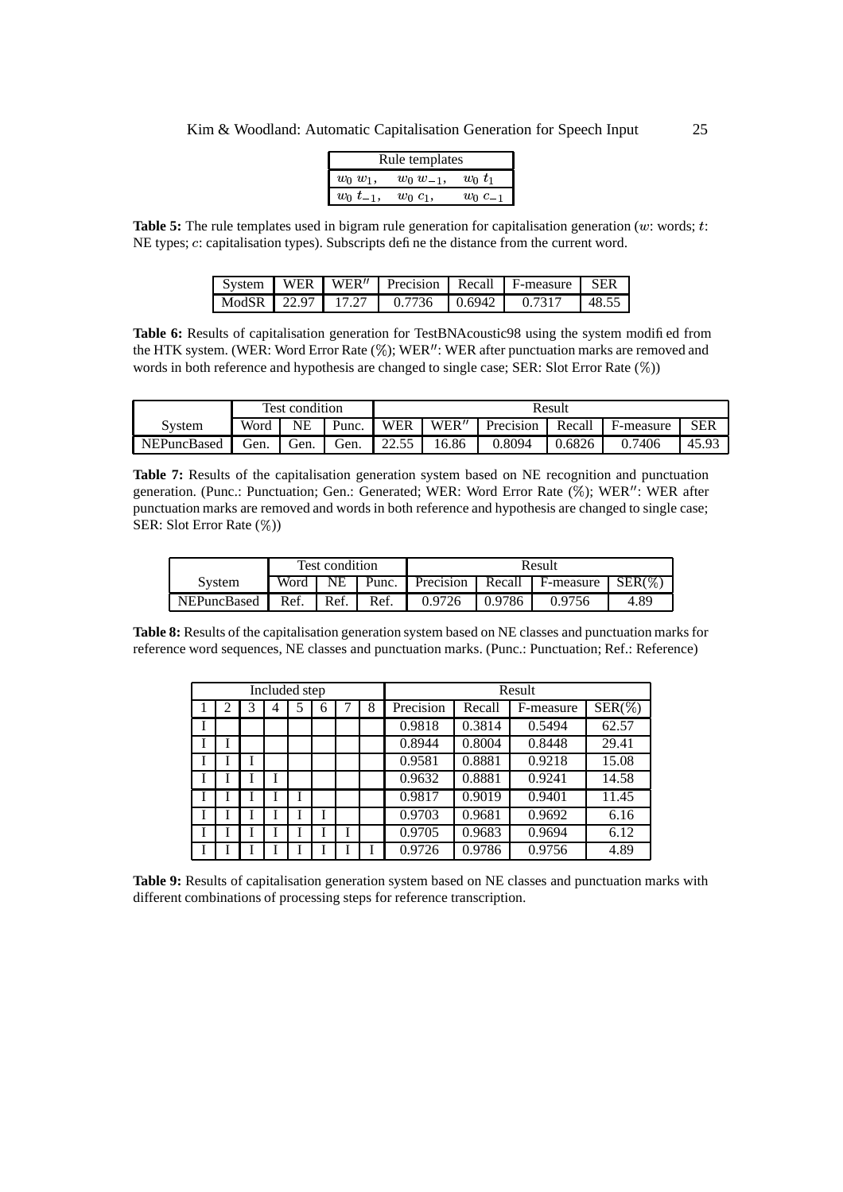| Rule templates | | |
|---|---|---|
| $w_0\ w_1$, | $w_0\ w_{-1}$, | $w_0\ t_1$ |
| $w_0\ t_{-1}$, | $w_0\ c_1$, | $w_0\ c_{-1}$ |

**Table 5:** The rule templates used in bigram rule generation for capitalisation generation ($w$: words; $t$: NE types; $c$: capitalisation types). Subscripts define the distance from the current word.

| System | WER | WER$''$ | Precision | Recall | F-measure | SER |
|---|---|---|---|---|---|---|
| ModSR | 22.97 | 17.27 | 0.7736 | 0.6942 | 0.7317 | 48.55 |

**Table 6:** Results of capitalisation generation for TestBNAcoustic98 using the system modified from the HTK system. (WER: Word Error Rate (%); WER$''$: WER after punctuation marks are removed and words in both reference and hypothesis are changed to single case; SER: Slot Error Rate (%))

| | Test condition | | | Result | | | | | |
|---|---|---|---|---|---|---|---|---|---|
| System | Word | NE | Punc. | WER | WER$''$ | Precision | Recall | F-measure | SER |
| NEPuncBased | Gen. | Gen. | Gen. | 22.55 | 16.86 | 0.8094 | 0.6826 | 0.7406 | 45.93 |

**Table 7:** Results of the capitalisation generation system based on NE recognition and punctuation generation. (Punc.: Punctuation; Gen.: Generated; WER: Word Error Rate (%); WER$''$: WER after punctuation marks are removed and words in both reference and hypothesis are changed to single case; SER: Slot Error Rate (%))

| | Test condition | | | Result | | | |
|---|---|---|---|---|---|---|---|
| System | Word | NE | Punc. | Precision | Recall | F-measure | SER(%) |
| NEPuncBased | Ref. | Ref. | Ref. | 0.9726 | 0.9786 | 0.9756 | 4.89 |

**Table 8:** Results of the capitalisation generation system based on NE classes and punctuation marks for reference word sequences, NE classes and punctuation marks. (Punc.: Punctuation; Ref.: Reference)

| Included step | | | | | | | | Result | | | |
|---|---|---|---|---|---|---|---|---|---|---|---|
| 1 | 2 | 3 | 4 | 5 | 6 | 7 | 8 | Precision | Recall | F-measure | SER(%) |
| I | | | | | | | | 0.9818 | 0.3814 | 0.5494 | 62.57 |
| I | I | | | | | | | 0.8944 | 0.8004 | 0.8448 | 29.41 |
| I | I | I | | | | | | 0.9581 | 0.8881 | 0.9218 | 15.08 |
| I | I | I | I | | | | | 0.9632 | 0.8881 | 0.9241 | 14.58 |
| I | I | I | I | I | | | | 0.9817 | 0.9019 | 0.9401 | 11.45 |
| I | I | I | I | I | I | | | 0.9703 | 0.9681 | 0.9692 | 6.16 |
| I | I | I | I | I | I | I | | 0.9705 | 0.9683 | 0.9694 | 6.12 |
| I | I | I | I | I | I | I | I | 0.9726 | 0.9786 | 0.9756 | 4.89 |

**Table 9:** Results of capitalisation generation system based on NE classes and punctuation marks with different combinations of processing steps for reference transcription.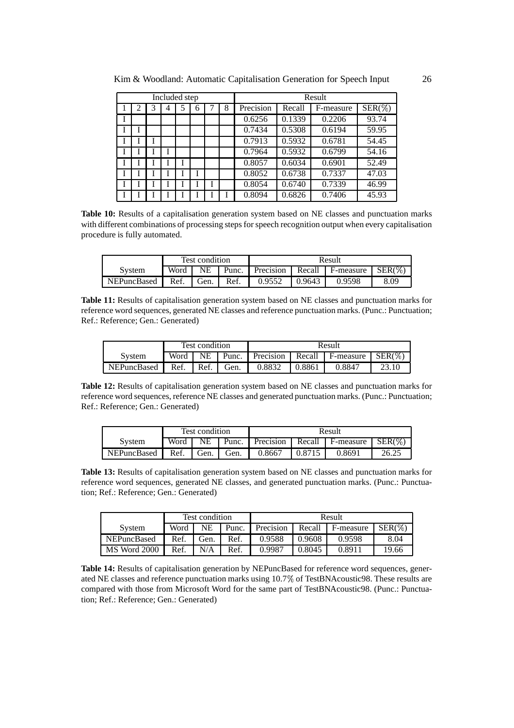| Included step | | | | | | | | Result | | | |
|---|---|---|---|---|---|---|---|---|---|---|---|
| 1 | 2 | 3 | 4 | 5 | 6 | 7 | 8 | Precision | Recall | F-measure | SER(%) |
| I | | | | | | | | 0.6256 | 0.1339 | 0.2206 | 93.74 |
| I | I | | | | | | | 0.7434 | 0.5308 | 0.6194 | 59.95 |
| I | I | I | | | | | | 0.7913 | 0.5932 | 0.6781 | 54.45 |
| I | I | I | I | | | | | 0.7964 | 0.5932 | 0.6799 | 54.16 |
| I | I | I | I | I | | | | 0.8057 | 0.6034 | 0.6901 | 52.49 |
| I | I | I | I | I | I | | | 0.8052 | 0.6738 | 0.7337 | 47.03 |
| I | I | I | I | I | I | I | | 0.8054 | 0.6740 | 0.7339 | 46.99 |
| I | I | I | I | I | I | I | I | 0.8094 | 0.6826 | 0.7406 | 45.93 |

**Table 10:** Results of a capitalisation generation system based on NE classes and punctuation marks with different combinations of processing steps for speech recognition output when every capitalisation procedure is fully automated.

| | Test condition | | | Result | | | |
|---|---|---|---|---|---|---|---|
| System | Word | NE | Punc. | Precision | Recall | F-measure | SER(%) |
| NEPuncBased | Ref. | Gen. | Ref. | 0.9552 | 0.9643 | 0.9598 | 8.09 |

**Table 11:** Results of capitalisation generation system based on NE classes and punctuation marks for reference word sequences, generated NE classes and reference punctuation marks. (Punc.: Punctuation; Ref.: Reference; Gen.: Generated)

| | Test condition | | | Result | | | |
|---|---|---|---|---|---|---|---|
| System | Word | NE | Punc. | Precision | Recall | F-measure | SER(%) |
| NEPuncBased | Ref. | Ref. | Gen. | 0.8832 | 0.8861 | 0.8847 | 23.10 |

**Table 12:** Results of capitalisation generation system based on NE classes and punctuation marks for reference word sequences, reference NE classes and generated punctuation marks. (Punc.: Punctuation; Ref.: Reference; Gen.: Generated)

| | Test condition | | | Result | | | |
|---|---|---|---|---|---|---|---|
| System | Word | NE | Punc. | Precision | Recall | F-measure | SER(%) |
| NEPuncBased | Ref. | Gen. | Gen. | 0.8667 | 0.8715 | 0.8691 | 26.25 |

**Table 13:** Results of capitalisation generation system based on NE classes and punctuation marks for reference word sequences, generated NE classes, and generated punctuation marks. (Punc.: Punctuation; Ref.: Reference; Gen.: Generated)

| | Test condition | | | Result | | | |
|---|---|---|---|---|---|---|---|
| System | Word | NE | Punc. | Precision | Recall | F-measure | SER(%) |
| NEPuncBased | Ref. | Gen. | Ref. | 0.9588 | 0.9608 | 0.9598 | 8.04 |
| MS Word 2000 | Ref. | N/A | Ref. | 0.9987 | 0.8045 | 0.8911 | 19.66 |

**Table 14:** Results of capitalisation generation by NEPuncBased for reference word sequences, generated NE classes and reference punctuation marks using 10.7% of TestBNAcoustic98. These results are compared with those from Microsoft Word for the same part of TestBNAcoustic98. (Punc.: Punctuation; Ref.: Reference; Gen.: Generated)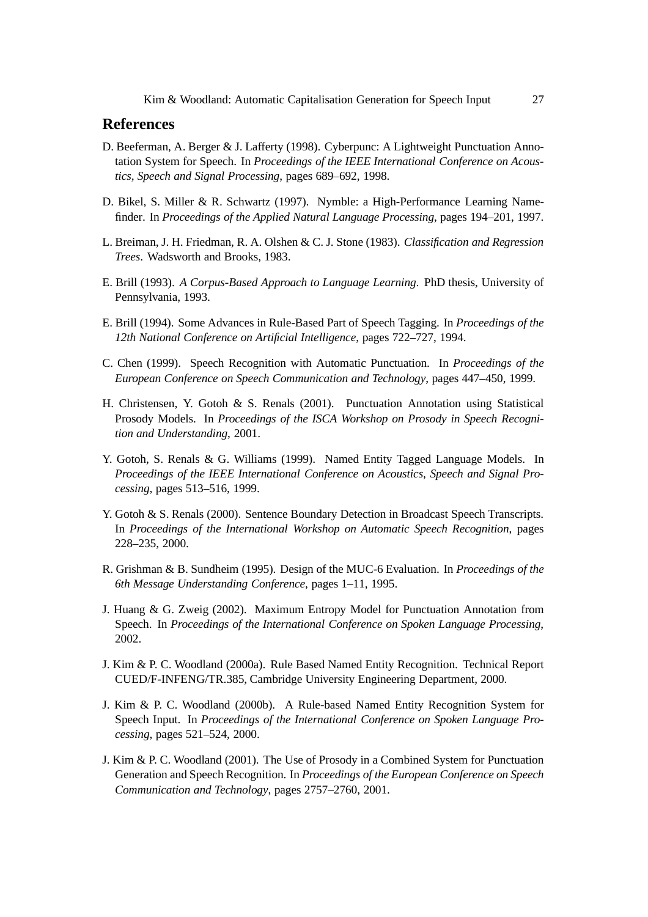## References

D. Beeferman, A. Berger & J. Lafferty (1998). Cyberpunc: A Lightweight Punctuation Annotation System for Speech. In *Proceedings of the IEEE International Conference on Acoustics, Speech and Signal Processing*, pages 689–692, 1998.

D. Bikel, S. Miller & R. Schwartz (1997). Nymble: a High-Performance Learning Namefinder. In *Proceedings of the Applied Natural Language Processing*, pages 194–201, 1997.

L. Breiman, J. H. Friedman, R. A. Olshen & C. J. Stone (1983). *Classification and Regression Trees*. Wadsworth and Brooks, 1983.

E. Brill (1993). *A Corpus-Based Approach to Language Learning*. PhD thesis, University of Pennsylvania, 1993.

E. Brill (1994). Some Advances in Rule-Based Part of Speech Tagging. In *Proceedings of the 12th National Conference on Artificial Intelligence*, pages 722–727, 1994.

C. Chen (1999). Speech Recognition with Automatic Punctuation. In *Proceedings of the European Conference on Speech Communication and Technology*, pages 447–450, 1999.

H. Christensen, Y. Gotoh & S. Renals (2001). Punctuation Annotation using Statistical Prosody Models. In *Proceedings of the ISCA Workshop on Prosody in Speech Recognition and Understanding*, 2001.

Y. Gotoh, S. Renals & G. Williams (1999). Named Entity Tagged Language Models. In *Proceedings of the IEEE International Conference on Acoustics, Speech and Signal Processing*, pages 513–516, 1999.

Y. Gotoh & S. Renals (2000). Sentence Boundary Detection in Broadcast Speech Transcripts. In *Proceedings of the International Workshop on Automatic Speech Recognition*, pages 228–235, 2000.

R. Grishman & B. Sundheim (1995). Design of the MUC-6 Evaluation. In *Proceedings of the 6th Message Understanding Conference*, pages 1–11, 1995.

J. Huang & G. Zweig (2002). Maximum Entropy Model for Punctuation Annotation from Speech. In *Proceedings of the International Conference on Spoken Language Processing*, 2002.

J. Kim & P. C. Woodland (2000a). Rule Based Named Entity Recognition. Technical Report CUED/F-INFENG/TR.385, Cambridge University Engineering Department, 2000.

J. Kim & P. C. Woodland (2000b). A Rule-based Named Entity Recognition System for Speech Input. In *Proceedings of the International Conference on Spoken Language Processing*, pages 521–524, 2000.

J. Kim & P. C. Woodland (2001). The Use of Prosody in a Combined System for Punctuation Generation and Speech Recognition. In *Proceedings of the European Conference on Speech Communication and Technology*, pages 2757–2760, 2001.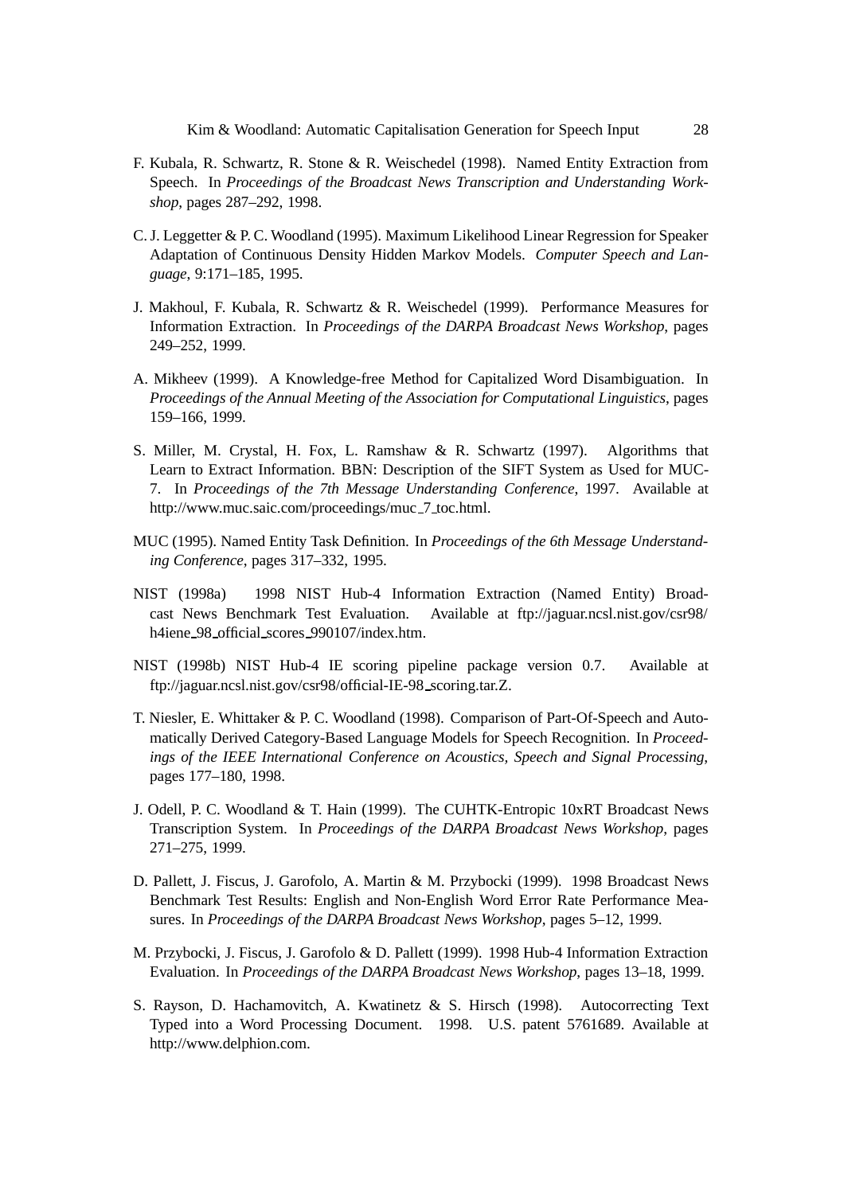F. Kubala, R. Schwartz, R. Stone & R. Weischedel (1998). Named Entity Extraction from Speech. In *Proceedings of the Broadcast News Transcription and Understanding Workshop*, pages 287–292, 1998.

C. J. Leggetter & P. C. Woodland (1995). Maximum Likelihood Linear Regression for Speaker Adaptation of Continuous Density Hidden Markov Models. *Computer Speech and Language*, 9:171–185, 1995.

J. Makhoul, F. Kubala, R. Schwartz & R. Weischedel (1999). Performance Measures for Information Extraction. In *Proceedings of the DARPA Broadcast News Workshop*, pages 249–252, 1999.

A. Mikheev (1999). A Knowledge-free Method for Capitalized Word Disambiguation. In *Proceedings of the Annual Meeting of the Association for Computational Linguistics*, pages 159–166, 1999.

S. Miller, M. Crystal, H. Fox, L. Ramshaw & R. Schwartz (1997). Algorithms that Learn to Extract Information. BBN: Description of the SIFT System as Used for MUC-7. In *Proceedings of the 7th Message Understanding Conference*, 1997. Available at http://www.muc.saic.com/proceedings/muc_7_toc.html.

MUC (1995). Named Entity Task Definition. In *Proceedings of the 6th Message Understanding Conference*, pages 317–332, 1995.

NIST (1998a) 1998 NIST Hub-4 Information Extraction (Named Entity) Broadcast News Benchmark Test Evaluation. Available at ftp://jaguar.ncsl.nist.gov/csr98/h4iene_98_official_scores_990107/index.htm.

NIST (1998b) NIST Hub-4 IE scoring pipeline package version 0.7. Available at ftp://jaguar.ncsl.nist.gov/csr98/official-IE-98_scoring.tar.Z.

T. Niesler, E. Whittaker & P. C. Woodland (1998). Comparison of Part-Of-Speech and Automatically Derived Category-Based Language Models for Speech Recognition. In *Proceedings of the IEEE International Conference on Acoustics, Speech and Signal Processing*, pages 177–180, 1998.

J. Odell, P. C. Woodland & T. Hain (1999). The CUHTK-Entropic 10xRT Broadcast News Transcription System. In *Proceedings of the DARPA Broadcast News Workshop*, pages 271–275, 1999.

D. Pallett, J. Fiscus, J. Garofolo, A. Martin & M. Przybocki (1999). 1998 Broadcast News Benchmark Test Results: English and Non-English Word Error Rate Performance Measures. In *Proceedings of the DARPA Broadcast News Workshop*, pages 5–12, 1999.

M. Przybocki, J. Fiscus, J. Garofolo & D. Pallett (1999). 1998 Hub-4 Information Extraction Evaluation. In *Proceedings of the DARPA Broadcast News Workshop*, pages 13–18, 1999.

S. Rayson, D. Hachamovitch, A. Kwatinetz & S. Hirsch (1998). Autocorrecting Text Typed into a Word Processing Document. 1998. U.S. patent 5761689. Available at http://www.delphion.com.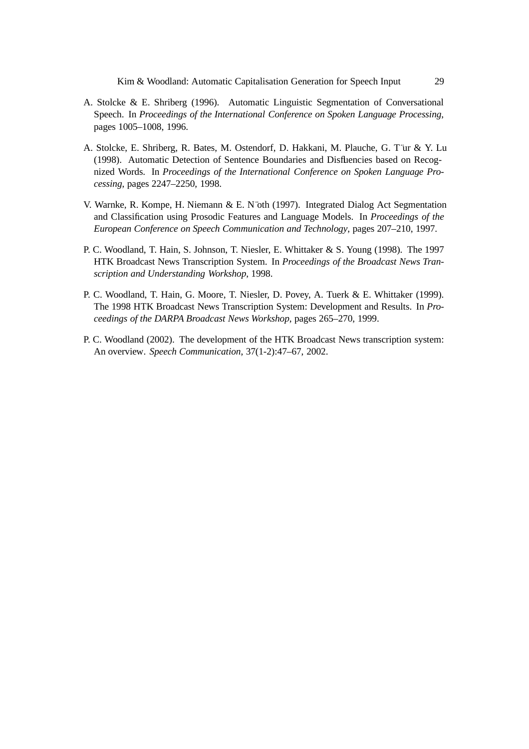A. Stolcke & E. Shriberg (1996). Automatic Linguistic Segmentation of Conversational Speech. In *Proceedings of the International Conference on Spoken Language Processing*, pages 1005–1008, 1996.

A. Stolcke, E. Shriberg, R. Bates, M. Ostendorf, D. Hakkani, M. Plauche, G. Tür & Y. Lu (1998). Automatic Detection of Sentence Boundaries and Disfluencies based on Recognized Words. In *Proceedings of the International Conference on Spoken Language Processing*, pages 2247–2250, 1998.

V. Warnke, R. Kompe, H. Niemann & E. Nöth (1997). Integrated Dialog Act Segmentation and Classification using Prosodic Features and Language Models. In *Proceedings of the European Conference on Speech Communication and Technology*, pages 207–210, 1997.

P. C. Woodland, T. Hain, S. Johnson, T. Niesler, E. Whittaker & S. Young (1998). The 1997 HTK Broadcast News Transcription System. In *Proceedings of the Broadcast News Transcription and Understanding Workshop*, 1998.

P. C. Woodland, T. Hain, G. Moore, T. Niesler, D. Povey, A. Tuerk & E. Whittaker (1999). The 1998 HTK Broadcast News Transcription System: Development and Results. In *Proceedings of the DARPA Broadcast News Workshop*, pages 265–270, 1999.

P. C. Woodland (2002). The development of the HTK Broadcast News transcription system: An overview. *Speech Communication*, 37(1-2):47–67, 2002.